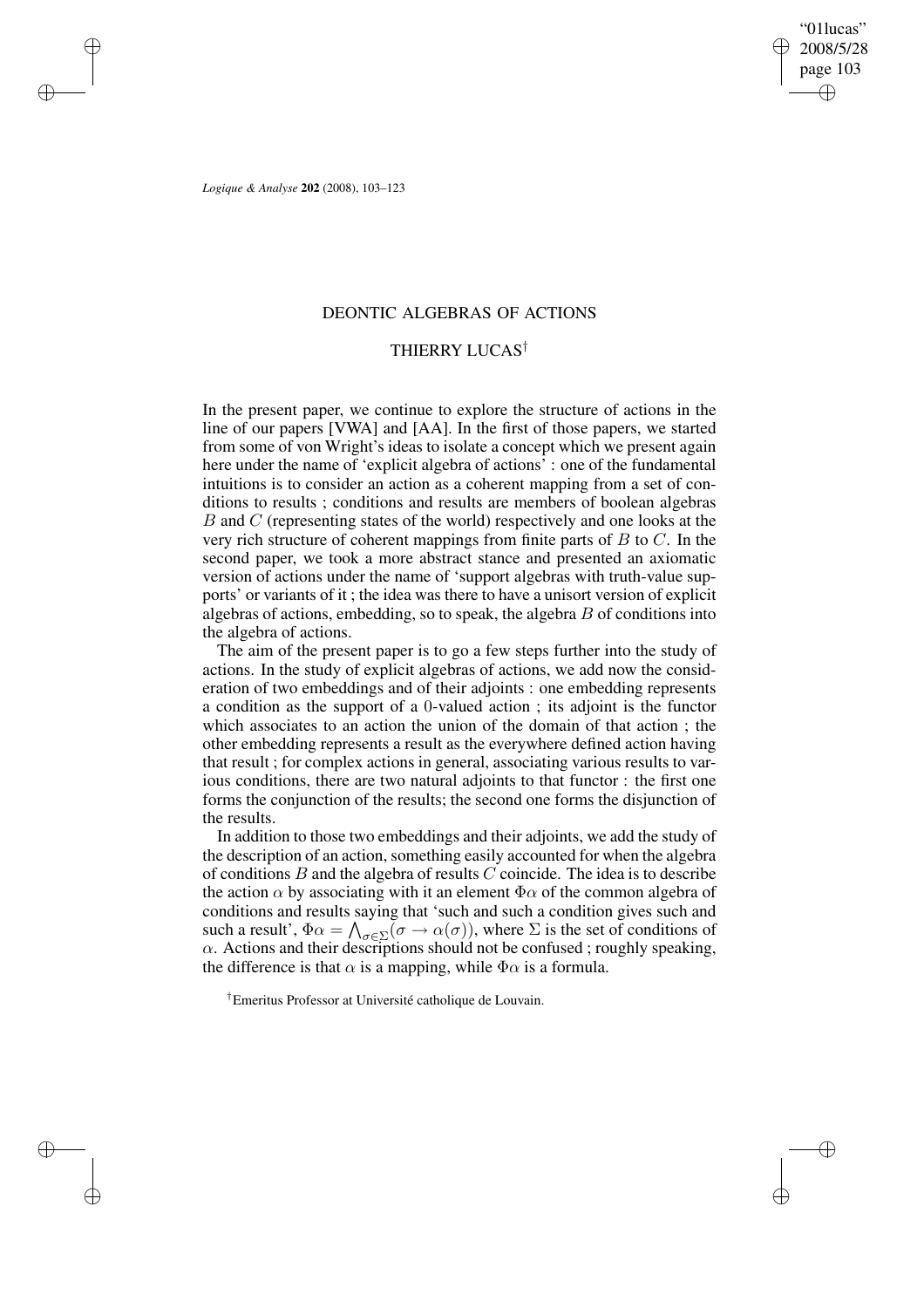# DEONTIC ALGEBRAS OF ACTIONS

## THIERRY LUCAS[†]

In the present paper, we continue to explore the structure of actions in the line of our papers [VWA] and [AA]. In the first of those papers, we started from some of von Wright's ideas to isolate a concept which we present again here under the name of 'explicit algebra of actions' : one of the fundamental intuitions is to consider an action as a coherent mapping from a set of conditions to results ; conditions and results are members of boolean algebras $B$ and $C$ (representing states of the world) respectively and one looks at the very rich structure of coherent mappings from finite parts of $B$ to $C$. In the second paper, we took a more abstract stance and presented an axiomatic version of actions under the name of 'support algebras with truth-value supports' or variants of it ; the idea was there to have a unisort version of explicit algebras of actions, embedding, so to speak, the algebra $B$ of conditions into the algebra of actions.

The aim of the present paper is to go a few steps further into the study of actions. In the study of explicit algebras of actions, we add now the consideration of two embeddings and of their adjoints : one embedding represents a condition as the support of a $0$-valued action ; its adjoint is the functor which associates to an action the union of the domain of that action ; the other embedding represents a result as the everywhere defined action having that result ; for complex actions in general, associating various results to various conditions, there are two natural adjoints to that functor : the first one forms the conjunction of the results; the second one forms the disjunction of the results.

In addition to those two embeddings and their adjoints, we add the study of the description of an action, something easily accounted for when the algebra of conditions $B$ and the algebra of results $C$ coincide. The idea is to describe the action $\alpha$ by associating with it an element $\Phi\alpha$ of the common algebra of conditions and results saying that 'such and such a condition gives such and such a result', $\Phi\alpha = \bigwedge_{\sigma\in\Sigma}(\sigma \to \alpha(\sigma))$, where $\Sigma$ is the set of conditions of $\alpha$. Actions and their descriptions should not be confused ; roughly speaking, the difference is that $\alpha$ is a mapping, while $\Phi\alpha$ is a formula.

[†]Emeritus Professor at Université catholique de Louvain.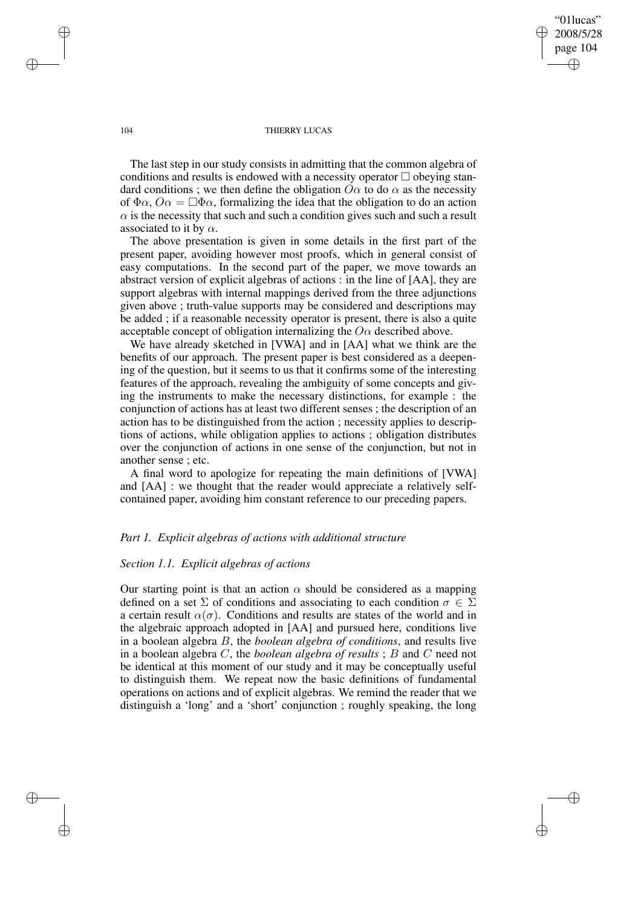The last step in our study consists in admitting that the common algebra of conditions and results is endowed with a necessity operator $\Box$ obeying standard conditions ; we then define the obligation $O\alpha$ to do $\alpha$ as the necessity of $\Phi\alpha$, $O\alpha = \Box\Phi\alpha$, formalizing the idea that the obligation to do an action $\alpha$ is the necessity that such and such a condition gives such and such a result associated to it by $\alpha$.

The above presentation is given in some details in the first part of the present paper, avoiding however most proofs, which in general consist of easy computations. In the second part of the paper, we move towards an abstract version of explicit algebras of actions : in the line of [AA], they are support algebras with internal mappings derived from the three adjunctions given above ; truth-value supports may be considered and descriptions may be added ; if a reasonable necessity operator is present, there is also a quite acceptable concept of obligation internalizing the $O\alpha$ described above.

We have already sketched in [VWA] and in [AA] what we think are the benefits of our approach. The present paper is best considered as a deepening of the question, but it seems to us that it confirms some of the interesting features of the approach, revealing the ambiguity of some concepts and giving the instruments to make the necessary distinctions, for example : the conjunction of actions has at least two different senses ; the description of an action has to be distinguished from the action ; necessity applies to descriptions of actions, while obligation applies to actions ; obligation distributes over the conjunction of actions in one sense of the conjunction, but not in another sense ; etc.

A final word to apologize for repeating the main definitions of [VWA] and [AA] : we thought that the reader would appreciate a relatively self-contained paper, avoiding him constant reference to our preceding papers.

## *Part 1. Explicit algebras of actions with additional structure*

### *Section 1.1. Explicit algebras of actions*

Our starting point is that an action $\alpha$ should be considered as a mapping defined on a set $\Sigma$ of conditions and associating to each condition $\sigma \in \Sigma$ a certain result $\alpha(\sigma)$. Conditions and results are states of the world and in the algebraic approach adopted in [AA] and pursued here, conditions live in a boolean algebra $B$, the *boolean algebra of conditions*, and results live in a boolean algebra $C$, the *boolean algebra of results* ; $B$ and $C$ need not be identical at this moment of our study and it may be conceptually useful to distinguish them. We repeat now the basic definitions of fundamental operations on actions and of explicit algebras. We remind the reader that we distinguish a 'long' and a 'short' conjunction ; roughly speaking, the long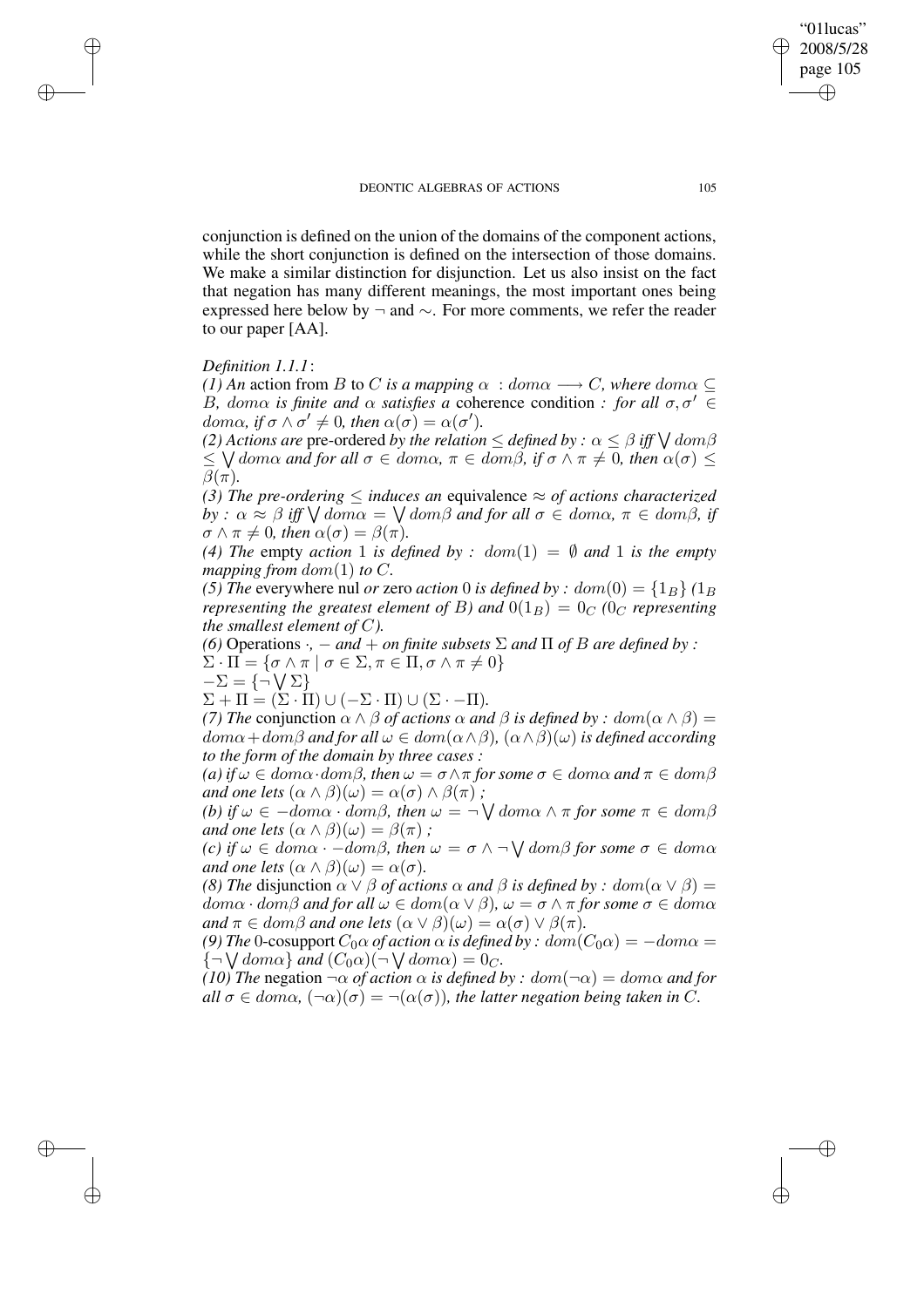conjunction is defined on the union of the domains of the component actions, while the short conjunction is defined on the intersection of those domains. We make a similar distinction for disjunction. Let us also insist on the fact that negation has many different meanings, the most important ones being expressed here below by $\neg$ and $\sim$. For more comments, we refer the reader to our paper [AA].

*Definition 1.1.1*:

*(1) An* action from $B$ to $C$ *is a mapping* $\alpha : dom\alpha \longrightarrow C$, *where* $dom\alpha \subseteq B$, $dom\alpha$ *is finite and* $\alpha$ *satisfies a* coherence condition *: for all* $\sigma, \sigma' \in dom\alpha$, *if* $\sigma \wedge \sigma' \neq 0$, *then* $\alpha(\sigma) = \alpha(\sigma')$.

*(2) Actions are* pre-ordered *by the relation* $\leq$ *defined by :* $\alpha \leq \beta$ *iff* $\bigvee dom\beta \leq \bigvee dom\alpha$ *and for all* $\sigma \in dom\alpha$, $\pi \in dom\beta$, *if* $\sigma \wedge \pi \neq 0$, *then* $\alpha(\sigma) \leq \beta(\pi)$.

*(3) The pre-ordering* $\leq$ *induces an* equivalence $\approx$ *of actions characterized by :* $\alpha \approx \beta$ *iff* $\bigvee dom\alpha = \bigvee dom\beta$ *and for all* $\sigma \in dom\alpha$, $\pi \in dom\beta$, *if* $\sigma \wedge \pi \neq 0$, *then* $\alpha(\sigma) = \beta(\pi)$.

*(4) The* empty *action* $1$ *is defined by :* $dom(1) = \emptyset$ *and* $1$ *is the empty mapping from* $dom(1)$ *to* $C$.

*(5) The* everywhere nul *or* zero *action* $0$ *is defined by :* $dom(0) = \{1_B\}$ *(*$1_B$ *representing the greatest element of* $B$*) and* $0(1_B) = 0_C$ *(*$0_C$ *representing the smallest element of* $C$*).*

*(6)* Operations $\cdot$, $-$ *and* $+$ *on finite subsets* $\Sigma$ *and* $\Pi$ *of* $B$ *are defined by :*

$\Sigma \cdot \Pi = \{\sigma \wedge \pi \mid \sigma \in \Sigma, \pi \in \Pi, \sigma \wedge \pi \neq 0\}$

$-\Sigma = \{\neg \bigvee \Sigma\}$

$\Sigma + \Pi = (\Sigma \cdot \Pi) \cup (-\Sigma \cdot \Pi) \cup (\Sigma \cdot -\Pi)$.

*(7) The* conjunction $\alpha \wedge \beta$ *of actions* $\alpha$ *and* $\beta$ *is defined by :* $dom(\alpha \wedge \beta) = dom\alpha + dom\beta$ *and for all* $\omega \in dom(\alpha \wedge \beta)$, $(\alpha \wedge \beta)(\omega)$ *is defined according to the form of the domain by three cases :*

*(a) if* $\omega \in dom\alpha \cdot dom\beta$, *then* $\omega = \sigma \wedge \pi$ *for some* $\sigma \in dom\alpha$ *and* $\pi \in dom\beta$ *and one lets* $(\alpha \wedge \beta)(\omega) = \alpha(\sigma) \wedge \beta(\pi)$ *;*

*(b) if* $\omega \in -dom\alpha \cdot dom\beta$, *then* $\omega = \neg \bigvee dom\alpha \wedge \pi$ *for some* $\pi \in dom\beta$ *and one lets* $(\alpha \wedge \beta)(\omega) = \beta(\pi)$ *;*

*(c) if* $\omega \in dom\alpha \cdot -dom\beta$, *then* $\omega = \sigma \wedge \neg \bigvee dom\beta$ *for some* $\sigma \in dom\alpha$ *and one lets* $(\alpha \wedge \beta)(\omega) = \alpha(\sigma)$.

*(8) The* disjunction $\alpha \vee \beta$ *of actions* $\alpha$ *and* $\beta$ *is defined by :* $dom(\alpha \vee \beta) = dom\alpha \cdot dom\beta$ *and for all* $\omega \in dom(\alpha \vee \beta)$, $\omega = \sigma \wedge \pi$ *for some* $\sigma \in dom\alpha$ *and* $\pi \in dom\beta$ *and one lets* $(\alpha \vee \beta)(\omega) = \alpha(\sigma) \vee \beta(\pi)$.

*(9) The* 0-cosupport $C_0\alpha$ *of action* $\alpha$ *is defined by :* $dom(C_0\alpha) = -dom\alpha = \{\neg \bigvee dom\alpha\}$ *and* $(C_0\alpha)(\neg \bigvee dom\alpha) = 0_C$.

*(10) The* negation $\neg\alpha$ *of action* $\alpha$ *is defined by :* $dom(\neg\alpha) = dom\alpha$ *and for all* $\sigma \in dom\alpha$, $(\neg\alpha)(\sigma) = \neg(\alpha(\sigma))$, *the latter negation being taken in* $C$.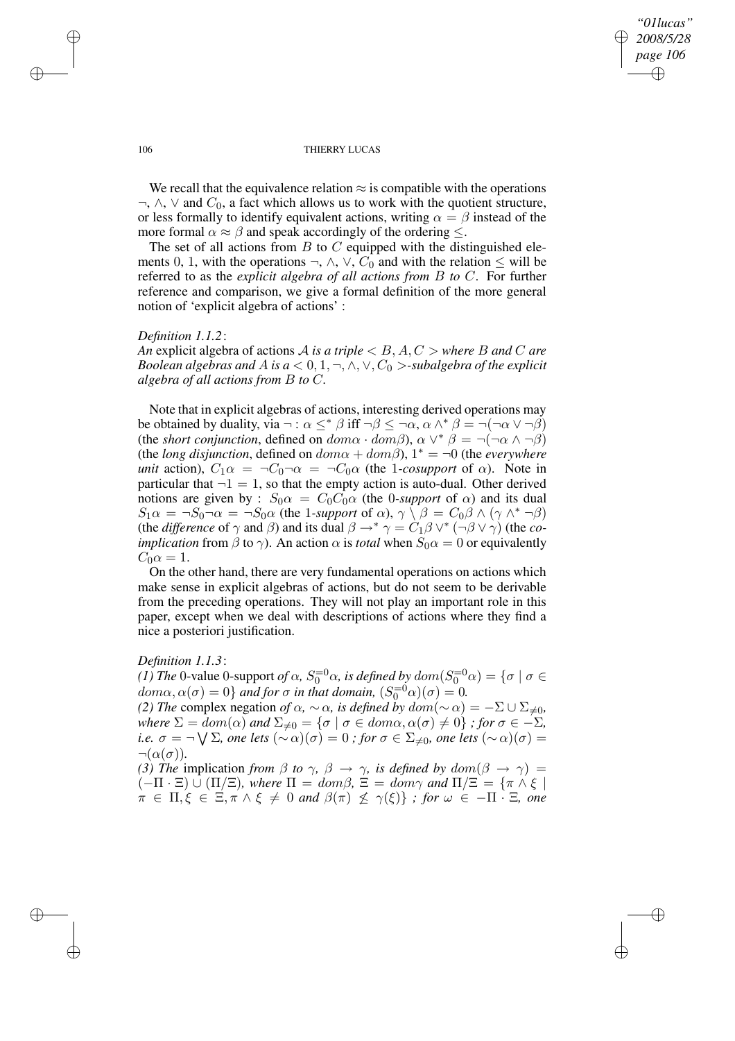We recall that the equivalence relation $\approx$ is compatible with the operations $\neg$, $\wedge$, $\vee$ and $C_0$, a fact which allows us to work with the quotient structure, or less formally to identify equivalent actions, writing $\alpha = \beta$ instead of the more formal $\alpha \approx \beta$ and speak accordingly of the ordering $\leq$.

The set of all actions from $B$ to $C$ equipped with the distinguished elements 0, 1, with the operations $\neg$, $\wedge$, $\vee$, $C_0$ and with the relation $\leq$ will be referred to as the *explicit algebra of all actions from B to C*. For further reference and comparison, we give a formal definition of the more general notion of 'explicit algebra of actions' :

*Definition 1.1.2*:
*An* explicit algebra of actions $\mathcal{A}$ *is a triple* $< B, A, C >$ *where* $B$ *and* $C$ *are Boolean algebras and* $A$ *is a* $< 0, 1, \neg, \wedge, \vee, C_0 >$*-subalgebra of the explicit algebra of all actions from* $B$ *to* $C$.

Note that in explicit algebras of actions, interesting derived operations may be obtained by duality, via $\neg$ : $\alpha \leq^* \beta$ iff $\neg\beta \leq \neg\alpha$, $\alpha \wedge^* \beta = \neg(\neg\alpha \vee \neg\beta)$ (the *short conjunction*, defined on $dom\alpha \cdot dom\beta$), $\alpha \vee^* \beta = \neg(\neg\alpha \wedge \neg\beta)$ (the *long disjunction*, defined on $dom\alpha + dom\beta$), $1^* = \neg 0$ (the *everywhere unit* action), $C_1\alpha = \neg C_0\neg\alpha = \neg C_0\alpha$ (the 1*-cosupport* of $\alpha$). Note in particular that $\neg 1 = 1$, so that the empty action is auto-dual. Other derived notions are given by : $S_0\alpha = C_0C_0\alpha$ (the 0*-support* of $\alpha$) and its dual $S_1\alpha = \neg S_0\neg\alpha = \neg S_0\alpha$ (the 1*-support* of $\alpha$), $\gamma \setminus \beta = C_0\beta \wedge (\gamma \wedge^* \neg\beta)$ (the *difference* of $\gamma$ and $\beta$) and its dual $\beta \rightarrow^* \gamma = C_1\beta \vee^* (\neg\beta \vee \gamma)$ (the *co-implication* from $\beta$ to $\gamma$). An action $\alpha$ is *total* when $S_0\alpha = 0$ or equivalently $C_0\alpha = 1$.

On the other hand, there are very fundamental operations on actions which make sense in explicit algebras of actions, but do not seem to be derivable from the preceding operations. They will not play an important role in this paper, except when we deal with descriptions of actions where they find a nice a posteriori justification.

*Definition 1.1.3*:
*(1) The* 0-value 0-support *of* $\alpha$, $S_0^{=0}\alpha$, *is defined by* $dom(S_0^{=0}\alpha) = \{\sigma \mid \sigma \in dom\alpha, \alpha(\sigma) = 0\}$ *and for* $\sigma$ *in that domain,* $(S_0^{=0}\alpha)(\sigma) = 0$.
*(2) The* complex negation *of* $\alpha$, $\sim\alpha$, *is defined by* $dom(\sim\alpha) = -\Sigma \cup \Sigma_{\neq 0}$, *where* $\Sigma = dom(\alpha)$ *and* $\Sigma_{\neq 0} = \{\sigma \mid \sigma \in dom\alpha, \alpha(\sigma) \neq 0\}$ *; for* $\sigma \in -\Sigma$, *i.e.* $\sigma = \neg\bigvee\Sigma$, *one lets* $(\sim\alpha)(\sigma) = 0$ *; for* $\sigma \in \Sigma_{\neq 0}$, *one lets* $(\sim\alpha)(\sigma) = \neg(\alpha(\sigma))$.
*(3) The* implication *from* $\beta$ *to* $\gamma$, $\beta \rightarrow \gamma$, *is defined by* $dom(\beta \rightarrow \gamma) = (-\Pi \cdot \Xi) \cup (\Pi/\Xi)$, *where* $\Pi = dom\beta$, $\Xi = dom\gamma$ *and* $\Pi/\Xi = \{\pi \wedge \xi \mid \pi \in \Pi, \xi \in \Xi, \pi \wedge \xi \neq 0$ *and* $\beta(\pi) \not\leq \gamma(\xi)\}$ *; for* $\omega \in -\Pi \cdot \Xi$, *one*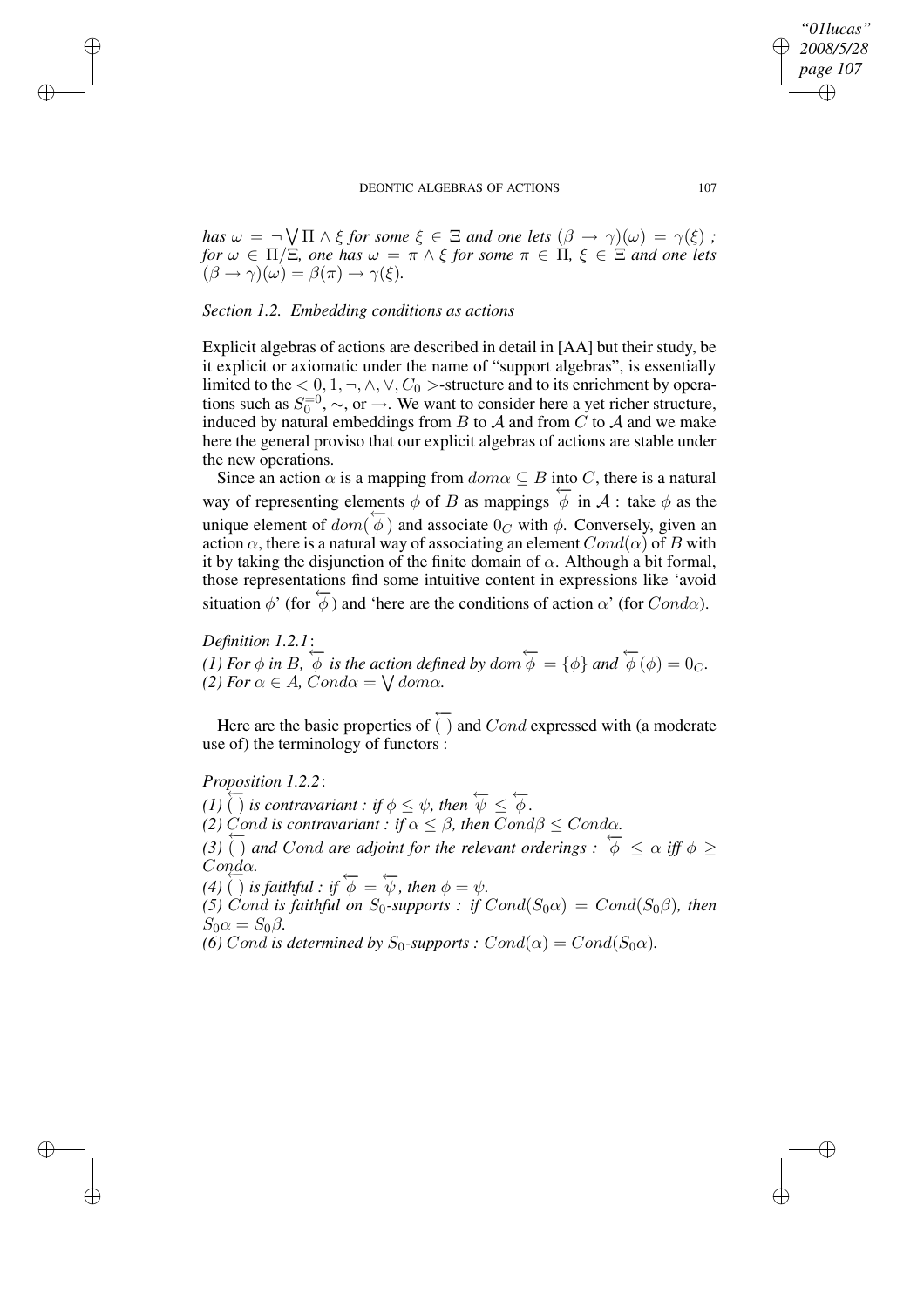*has* $\omega = \neg \bigvee \Pi \wedge \xi$ *for some* $\xi \in \Xi$ *and one lets* $(\beta \rightarrow \gamma)(\omega) = \gamma(\xi)$ *; for* $\omega \in \Pi/\Xi$*, one has* $\omega = \pi \wedge \xi$ *for some* $\pi \in \Pi$*,* $\xi \in \Xi$ *and one lets* $(\beta \rightarrow \gamma)(\omega) = \beta(\pi) \rightarrow \gamma(\xi)$*.*

*Section 1.2. Embedding conditions as actions*

Explicit algebras of actions are described in detail in [AA] but their study, be it explicit or axiomatic under the name of "support algebras", is essentially limited to the $< 0, 1, \neg, \wedge, \vee, C_0 >$-structure and to its enrichment by operations such as $S_0^{=0}$, $\sim$, or $\rightarrow$. We want to consider here a yet richer structure, induced by natural embeddings from $B$ to $\mathcal{A}$ and from $C$ to $\mathcal{A}$ and we make here the general proviso that our explicit algebras of actions are stable under the new operations.

Since an action $\alpha$ is a mapping from $dom\alpha \subseteq B$ into $C$, there is a natural way of representing elements $\phi$ of $B$ as mappings $\overleftarrow{\phi}$ in $\mathcal{A}$ : take $\phi$ as the unique element of $dom(\overleftarrow{\phi})$ and associate $0_C$ with $\phi$. Conversely, given an action $\alpha$, there is a natural way of associating an element $Cond(\alpha)$ of $B$ with it by taking the disjunction of the finite domain of $\alpha$. Although a bit formal, those representations find some intuitive content in expressions like 'avoid situation $\phi$' (for $\overleftarrow{\phi}$) and 'here are the conditions of action $\alpha$' (for $Cond\alpha$).

*Definition 1.2.1*:
*(1) For* $\phi$ *in* $B$*,* $\overleftarrow{\phi}$ *is the action defined by* $dom\,\overleftarrow{\phi} = \{\phi\}$ *and* $\overleftarrow{\phi}(\phi) = 0_C$*.*
*(2) For* $\alpha \in A$*,* $Cond\alpha = \bigvee dom\alpha$*.*

Here are the basic properties of $\overleftarrow{(\,)}$ and $Cond$ expressed with (a moderate use of) the terminology of functors :

*Proposition 1.2.2*:
*(1)* $\overleftarrow{(\,)}$ *is contravariant : if* $\phi \leq \psi$*, then* $\overleftarrow{\psi} \leq \overleftarrow{\phi}$*.*
*(2)* $Cond$ *is contravariant : if* $\alpha \leq \beta$*, then* $Cond\beta \leq Cond\alpha$*.*
*(3)* $\overleftarrow{(\,)}$ *and* $Cond$ *are adjoint for the relevant orderings :* $\overleftarrow{\phi} \leq \alpha$ *iff* $\phi \geq Cond\alpha$*.*
*(4)* $\overleftarrow{(\,)}$ *is faithful : if* $\overleftarrow{\phi} = \overleftarrow{\psi}$*, then* $\phi = \psi$*.*
*(5)* $Cond$ *is faithful on* $S_0$*-supports : if* $Cond(S_0\alpha) = Cond(S_0\beta)$*, then* $S_0\alpha = S_0\beta$*.*
*(6)* $Cond$ *is determined by* $S_0$*-supports :* $Cond(\alpha) = Cond(S_0\alpha)$*.*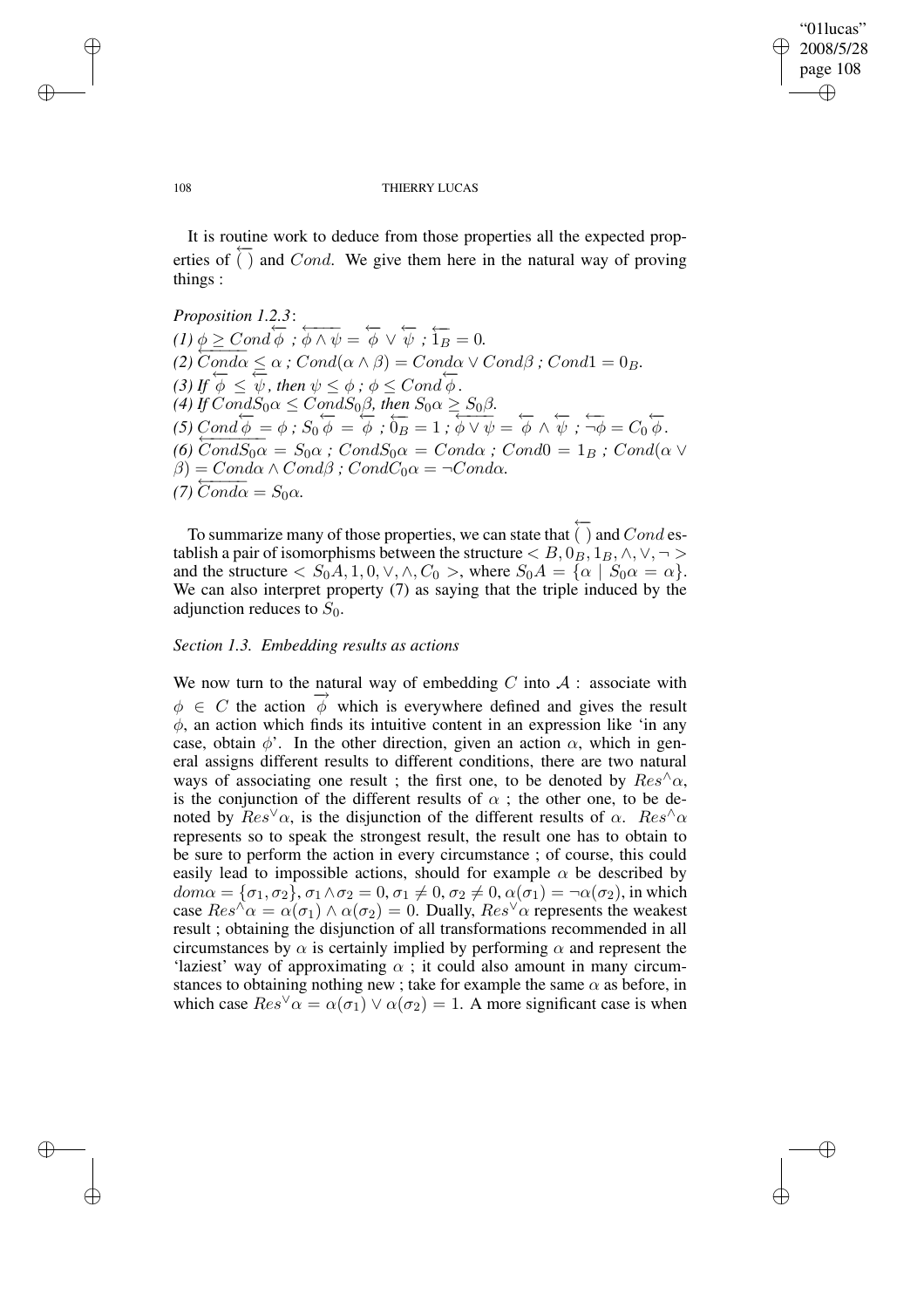It is routine work to deduce from those properties all the expected properties of $\overleftarrow{(\ )}$ and $Cond$. We give them here in the natural way of proving things :

*Proposition 1.2.3*:
*(1)* $\phi \geq Cond\overleftarrow{\phi}$ ; $\overleftarrow{\phi \wedge \psi} = \overleftarrow{\phi} \vee \overleftarrow{\psi}$ ; $\overleftarrow{1_B} = 0$.
*(2)* $\overleftarrow{Cond\alpha} \leq \alpha$ ; $Cond(\alpha \wedge \beta) = Cond\alpha \vee Cond\beta$ ; $Cond1 = 0_B$.
*(3) If* $\overleftarrow{\phi} \leq \overleftarrow{\psi}$*, then* $\psi \leq \phi$ ; $\phi \leq Cond\overleftarrow{\phi}$.
*(4) If* $CondS_0\alpha \leq CondS_0\beta$*, then* $S_0\alpha \geq S_0\beta$.
*(5)* $Cond\overleftarrow{\phi} = \phi$ ; $S_0\overleftarrow{\phi} = \overleftarrow{\phi}$ ; $\overleftarrow{0_B} = 1$ ; $\overleftarrow{\phi \vee \psi} = \overleftarrow{\phi} \wedge \overleftarrow{\psi}$ ; $\overleftarrow{\neg\phi} = C_0\overleftarrow{\phi}$.
*(6)* $\overleftarrow{CondS_0\alpha} = S_0\alpha$ ; $CondS_0\alpha = Cond\alpha$ ; $Cond0 = 1_B$ ; $Cond(\alpha \vee \beta) = Cond\alpha \wedge Cond\beta$ ; $CondC_0\alpha = \neg Cond\alpha$.
*(7)* $\overleftarrow{Cond\alpha} = S_0\alpha$.

To summarize many of those properties, we can state that $\overleftarrow{(\ )}$ and $Cond$ establish a pair of isomorphisms between the structure $< B, 0_B, 1_B, \wedge, \vee, \neg >$ and the structure $< S_0A, 1, 0, \vee, \wedge, C_0 >$, where $S_0A = \{\alpha \mid S_0\alpha = \alpha\}$. We can also interpret property (7) as saying that the triple induced by the adjunction reduces to $S_0$.

*Section 1.3. Embedding results as actions*

We now turn to the natural way of embedding $C$ into $\mathcal{A}$ : associate with $\phi \in C$ the action $\overrightarrow{\phi}$ which is everywhere defined and gives the result $\phi$, an action which finds its intuitive content in an expression like 'in any case, obtain $\phi$'. In the other direction, given an action $\alpha$, which in general assigns different results to different conditions, there are two natural ways of associating one result ; the first one, to be denoted by $Res^{\wedge}\alpha$, is the conjunction of the different results of $\alpha$ ; the other one, to be denoted by $Res^{\vee}\alpha$, is the disjunction of the different results of $\alpha$. $Res^{\wedge}\alpha$ represents so to speak the strongest result, the result one has to obtain to be sure to perform the action in every circumstance ; of course, this could easily lead to impossible actions, should for example $\alpha$ be described by $dom\alpha = \{\sigma_1, \sigma_2\}, \sigma_1 \wedge \sigma_2 = 0, \sigma_1 \neq 0, \sigma_2 \neq 0, \alpha(\sigma_1) = \neg\alpha(\sigma_2)$, in which case $Res^{\wedge}\alpha = \alpha(\sigma_1) \wedge \alpha(\sigma_2) = 0$. Dually, $Res^{\vee}\alpha$ represents the weakest result ; obtaining the disjunction of all transformations recommended in all circumstances by $\alpha$ is certainly implied by performing $\alpha$ and represent the 'laziest' way of approximating $\alpha$ ; it could also amount in many circumstances to obtaining nothing new ; take for example the same $\alpha$ as before, in which case $Res^{\vee}\alpha = \alpha(\sigma_1) \vee \alpha(\sigma_2) = 1$. A more significant case is when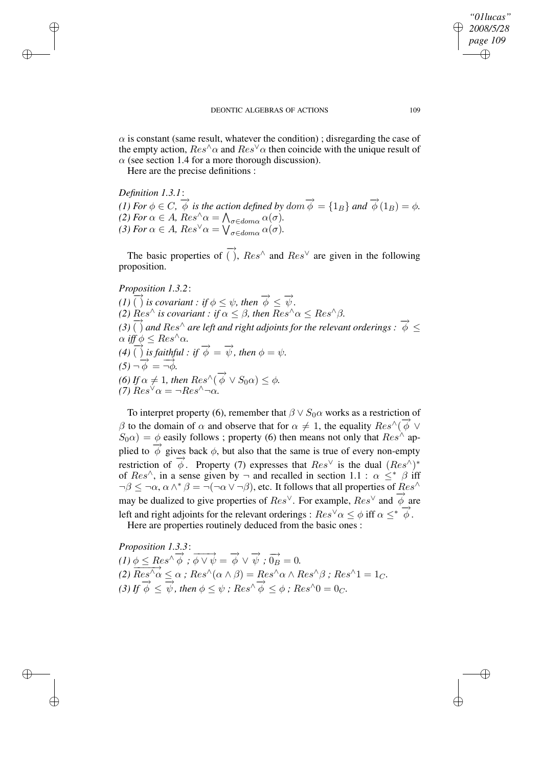$\alpha$ is constant (same result, whatever the condition) ; disregarding the case of the empty action, $Res^{\wedge}\alpha$ and $Res^{\vee}\alpha$ then coincide with the unique result of $\alpha$ (see section 1.4 for a more thorough discussion).

Here are the precise definitions :

*Definition 1.3.1*:

*(1) For* $\phi \in C$, $\overrightarrow{\phi}$ *is the action defined by* $dom\,\overrightarrow{\phi} = \{1_B\}$ *and* $\overrightarrow{\phi}(1_B) = \phi$.
*(2) For* $\alpha \in A$, $Res^{\wedge}\alpha = \bigwedge_{\sigma \in dom\alpha} \alpha(\sigma)$.
*(3) For* $\alpha \in A$, $Res^{\vee}\alpha = \bigvee_{\sigma \in dom\alpha} \alpha(\sigma)$.

The basic properties of $\overrightarrow{(\,)}$, $Res^{\wedge}$ and $Res^{\vee}$ are given in the following proposition.

*Proposition 1.3.2*:

*(1)* $\overrightarrow{(\,)}$ *is covariant : if* $\phi \leq \psi$, *then* $\overrightarrow{\phi} \leq \overrightarrow{\psi}$.
*(2)* $Res^{\wedge}$ *is covariant : if* $\alpha \leq \beta$, *then* $Res^{\wedge}\alpha \leq Res^{\wedge}\beta$.
*(3)* $\overrightarrow{(\,)}$ *and* $Res^{\wedge}$ *are left and right adjoints for the relevant orderings :* $\overrightarrow{\phi} \leq \alpha$ *iff* $\phi \leq Res^{\wedge}\alpha$.
*(4)* $\overrightarrow{(\,)}$ *is faithful : if* $\overrightarrow{\phi} = \overrightarrow{\psi}$, *then* $\phi = \psi$.
*(5)* $\neg\overrightarrow{\phi} = \overrightarrow{\neg\phi}$.
*(6) If* $\alpha \neq 1$, *then* $Res^{\wedge}(\overrightarrow{\phi} \vee S_0\alpha) \leq \phi$.
*(7)* $Res^{\vee}\alpha = \neg Res^{\wedge}\neg\alpha$.

To interpret property (6), remember that $\beta \vee S_0\alpha$ works as a restriction of $\beta$ to the domain of $\alpha$ and observe that for $\alpha \neq 1$, the equality $Res^{\wedge}(\overrightarrow{\phi} \vee S_0\alpha) = \phi$ easily follows ; property (6) then means not only that $Res^{\wedge}$ applied to $\overrightarrow{\phi}$ gives back $\phi$, but also that the same is true of every non-empty restriction of $\overrightarrow{\phi}$. Property (7) expresses that $Res^{\vee}$ is the dual $(Res^{\wedge})^{*}$ of $Res^{\wedge}$, in a sense given by $\neg$ and recalled in section 1.1 : $\alpha \leq^{*} \beta$ iff $\neg\beta \leq \neg\alpha$, $\alpha \wedge^{*} \beta = \neg(\neg\alpha \vee \neg\beta)$, etc. It follows that all properties of $Res^{\wedge}$ may be dualized to give properties of $Res^{\vee}$. For example, $Res^{\vee}$ and $\overrightarrow{\phi}$ are left and right adjoints for the relevant orderings : $Res^{\vee}\alpha \leq \phi$ iff $\alpha \leq^{*} \overrightarrow{\phi}$.

Here are properties routinely deduced from the basic ones :

*Proposition 1.3.3*:

*(1)* $\phi \leq Res^{\wedge}\overrightarrow{\phi}$ *;* $\overrightarrow{\phi \vee \psi} = \overrightarrow{\phi} \vee \overrightarrow{\psi}$ *;* $\overrightarrow{0_B} = 0$.
*(2)* $\overrightarrow{Res^{\wedge}\alpha} \leq \alpha$ *;* $Res^{\wedge}(\alpha \wedge \beta) = Res^{\wedge}\alpha \wedge Res^{\wedge}\beta$ *;* $Res^{\wedge}1 = 1_C$.
*(3) If* $\overrightarrow{\phi} \leq \overrightarrow{\psi}$, *then* $\phi \leq \psi$ *;* $Res^{\wedge}\overrightarrow{\phi} \leq \phi$ *;* $Res^{\wedge}0 = 0_C$.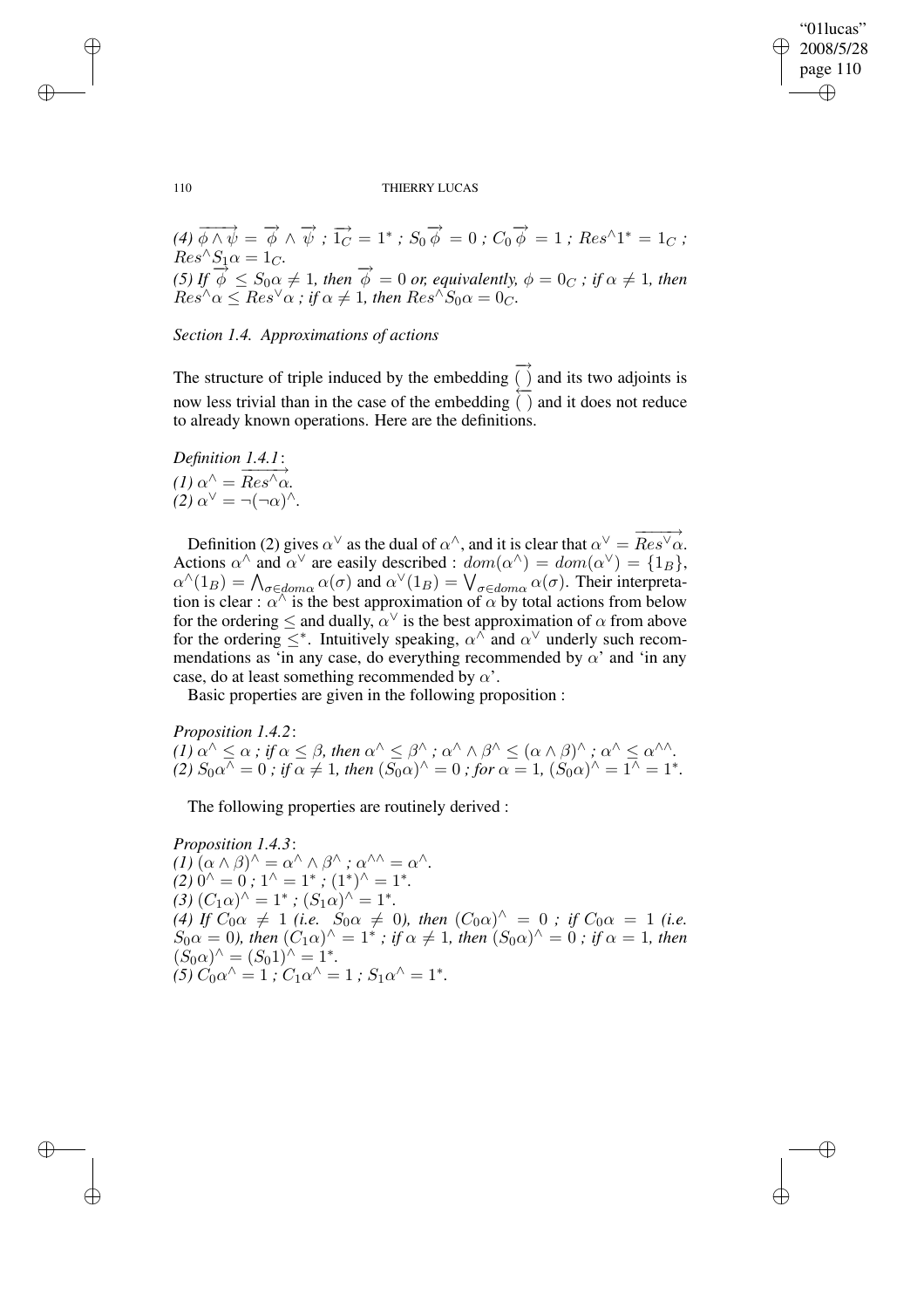*(4)* $\overrightarrow{\phi \wedge \psi} = \overrightarrow{\phi} \wedge \overrightarrow{\psi}$ *;* $\overrightarrow{1_C} = 1^*$ *;* $S_0 \overrightarrow{\phi} = 0$ *;* $C_0 \overrightarrow{\phi} = 1$ *;* $Res^{\wedge} 1^* = 1_C$ *;* $Res^{\wedge} S_1 \alpha = 1_C$.
*(5) If* $\overrightarrow{\phi} \leq S_0 \alpha \neq 1$*, then* $\overrightarrow{\phi} = 0$ *or, equivalently,* $\phi = 0_C$ *; if* $\alpha \neq 1$*, then* $Res^{\wedge} \alpha \leq Res^{\vee} \alpha$ *; if* $\alpha \neq 1$*, then* $Res^{\wedge} S_0 \alpha = 0_C$.

*Section 1.4. Approximations of actions*

The structure of triple induced by the embedding $\overrightarrow{(\ )}$ and its two adjoints is now less trivial than in the case of the embedding $\overleftarrow{(\ )}$ and it does not reduce to already known operations. Here are the definitions.

*Definition 1.4.1*:
*(1)* $\alpha^{\wedge} = \overrightarrow{Res^{\wedge} \alpha}$.
*(2)* $\alpha^{\vee} = \neg(\neg \alpha)^{\wedge}$.

Definition (2) gives $\alpha^{\vee}$ as the dual of $\alpha^{\wedge}$, and it is clear that $\alpha^{\vee} = \overrightarrow{Res^{\vee} \alpha}$. Actions $\alpha^{\wedge}$ and $\alpha^{\vee}$ are easily described : $dom(\alpha^{\wedge}) = dom(\alpha^{\vee}) = \{1_B\}$, $\alpha^{\wedge}(1_B) = \bigwedge_{\sigma \in dom \alpha} \alpha(\sigma)$ and $\alpha^{\vee}(1_B) = \bigvee_{\sigma \in dom \alpha} \alpha(\sigma)$. Their interpretation is clear : $\alpha^{\wedge}$ is the best approximation of $\alpha$ by total actions from below for the ordering $\leq$ and dually, $\alpha^{\vee}$ is the best approximation of $\alpha$ from above for the ordering $\leq^*$. Intuitively speaking, $\alpha^{\wedge}$ and $\alpha^{\vee}$ underly such recommendations as 'in any case, do everything recommended by $\alpha$' and 'in any case, do at least something recommended by $\alpha$'.

Basic properties are given in the following proposition :

*Proposition 1.4.2*:
*(1)* $\alpha^{\wedge} \leq \alpha$ *; if* $\alpha \leq \beta$*, then* $\alpha^{\wedge} \leq \beta^{\wedge}$ *;* $\alpha^{\wedge} \wedge \beta^{\wedge} \leq (\alpha \wedge \beta)^{\wedge}$ *;* $\alpha^{\wedge} \leq \alpha^{\wedge\wedge}$.
*(2)* $S_0 \alpha^{\wedge} = 0$ *; if* $\alpha \neq 1$*, then* $(S_0 \alpha)^{\wedge} = 0$ *; for* $\alpha = 1$*,* $(S_0 \alpha)^{\wedge} = 1^{\wedge} = 1^*$.

The following properties are routinely derived :

*Proposition 1.4.3*:
*(1)* $(\alpha \wedge \beta)^{\wedge} = \alpha^{\wedge} \wedge \beta^{\wedge}$ *;* $\alpha^{\wedge\wedge} = \alpha^{\wedge}$.
*(2)* $0^{\wedge} = 0$ *;* $1^{\wedge} = 1^*$ *;* $(1^*)^{\wedge} = 1^*$.
*(3)* $(C_1 \alpha)^{\wedge} = 1^*$ *;* $(S_1 \alpha)^{\wedge} = 1^*$.
*(4) If* $C_0 \alpha \neq 1$ *(i.e.* $S_0 \alpha \neq 0$*), then* $(C_0 \alpha)^{\wedge} = 0$ *; if* $C_0 \alpha = 1$ *(i.e.* $S_0 \alpha = 0$*), then* $(C_1 \alpha)^{\wedge} = 1^*$ *; if* $\alpha \neq 1$*, then* $(S_0 \alpha)^{\wedge} = 0$ *; if* $\alpha = 1$*, then* $(S_0 \alpha)^{\wedge} = (S_0 1)^{\wedge} = 1^*$.
*(5)* $C_0 \alpha^{\wedge} = 1$ *;* $C_1 \alpha^{\wedge} = 1$ *;* $S_1 \alpha^{\wedge} = 1^*$.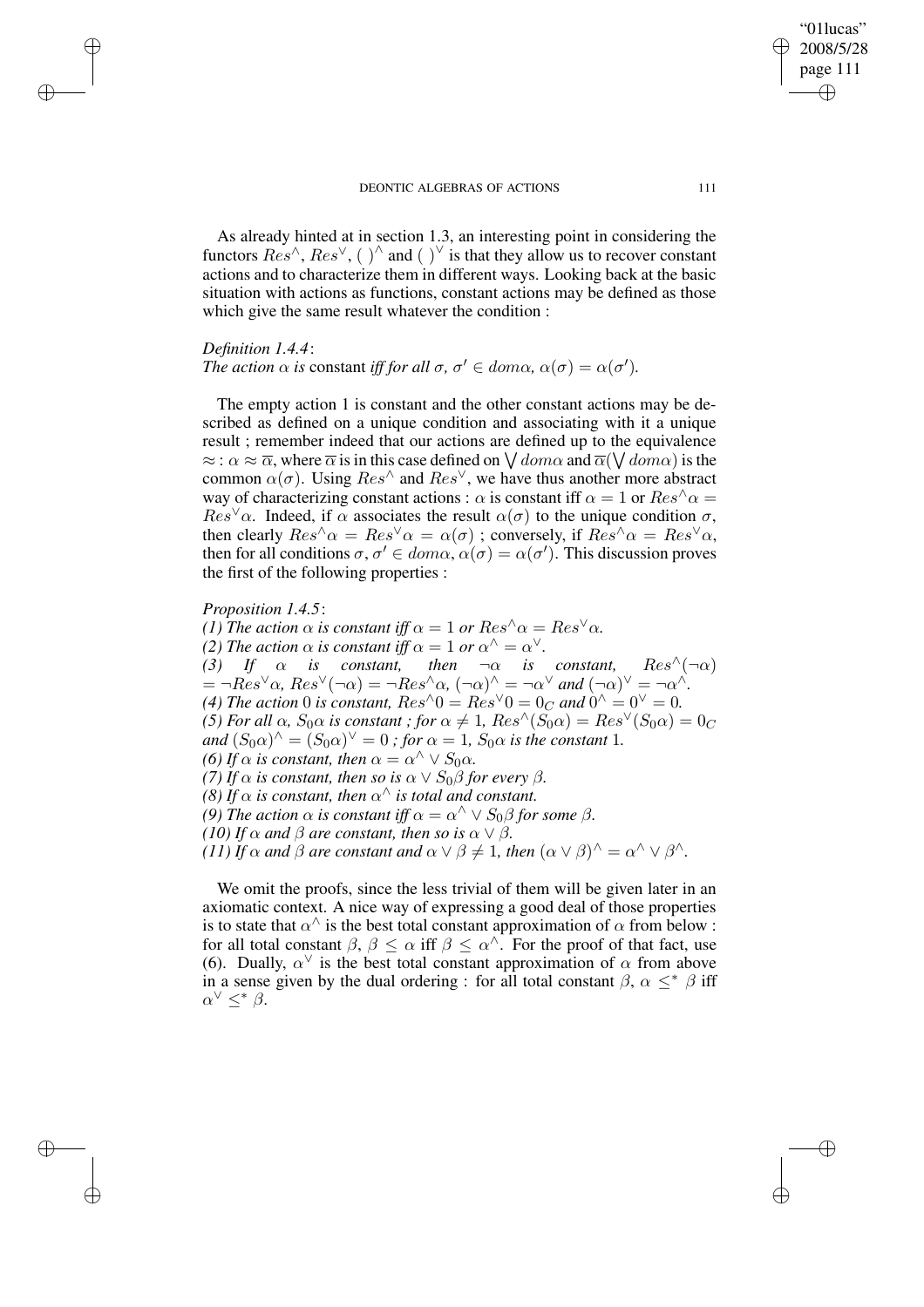As already hinted at in section 1.3, an interesting point in considering the functors $Res^\wedge$, $Res^\vee$, $(\ )^\wedge$ and $(\ )^\vee$ is that they allow us to recover constant actions and to characterize them in different ways. Looking back at the basic situation with actions as functions, constant actions may be defined as those which give the same result whatever the condition :

*Definition 1.4.4*:
*The action $\alpha$ is* constant *iff for all $\sigma$, $\sigma' \in dom\alpha$, $\alpha(\sigma) = \alpha(\sigma')$.*

The empty action 1 is constant and the other constant actions may be described as defined on a unique condition and associating with it a unique result ; remember indeed that our actions are defined up to the equivalence $\approx$ : $\alpha \approx \overline{\alpha}$, where $\overline{\alpha}$ is in this case defined on $\bigvee dom\alpha$ and $\overline{\alpha}(\bigvee dom\alpha)$ is the common $\alpha(\sigma)$. Using $Res^\wedge$ and $Res^\vee$, we have thus another more abstract way of characterizing constant actions : $\alpha$ is constant iff $\alpha = 1$ or $Res^\wedge\alpha = Res^\vee\alpha$. Indeed, if $\alpha$ associates the result $\alpha(\sigma)$ to the unique condition $\sigma$, then clearly $Res^\wedge\alpha = Res^\vee\alpha = \alpha(\sigma)$ ; conversely, if $Res^\wedge\alpha = Res^\vee\alpha$, then for all conditions $\sigma, \sigma' \in dom\alpha$, $\alpha(\sigma) = \alpha(\sigma')$. This discussion proves the first of the following properties :

*Proposition 1.4.5*:
*(1) The action $\alpha$ is constant iff $\alpha = 1$ or $Res^\wedge\alpha = Res^\vee\alpha$.*
*(2) The action $\alpha$ is constant iff $\alpha = 1$ or $\alpha^\wedge = \alpha^\vee$.*
*(3) If $\alpha$ is constant, then $\neg\alpha$ is constant, $Res^\wedge(\neg\alpha) = \neg Res^\vee\alpha$, $Res^\vee(\neg\alpha) = \neg Res^\wedge\alpha$, $(\neg\alpha)^\wedge = \neg\alpha^\vee$ and $(\neg\alpha)^\vee = \neg\alpha^\wedge$.*
*(4) The action 0 is constant, $Res^\wedge 0 = Res^\vee 0 = 0_C$ and $0^\wedge = 0^\vee = 0$.*
*(5) For all $\alpha$, $S_0\alpha$ is constant ; for $\alpha \neq 1$, $Res^\wedge(S_0\alpha) = Res^\vee(S_0\alpha) = 0_C$ and $(S_0\alpha)^\wedge = (S_0\alpha)^\vee = 0$ ; for $\alpha = 1$, $S_0\alpha$ is the constant 1.*
*(6) If $\alpha$ is constant, then $\alpha = \alpha^\wedge \vee S_0\alpha$.*
*(7) If $\alpha$ is constant, then so is $\alpha \vee S_0\beta$ for every $\beta$.*
*(8) If $\alpha$ is constant, then $\alpha^\wedge$ is total and constant.*
*(9) The action $\alpha$ is constant iff $\alpha = \alpha^\wedge \vee S_0\beta$ for some $\beta$.*
*(10) If $\alpha$ and $\beta$ are constant, then so is $\alpha \vee \beta$.*
*(11) If $\alpha$ and $\beta$ are constant and $\alpha \vee \beta \neq 1$, then $(\alpha \vee \beta)^\wedge = \alpha^\wedge \vee \beta^\wedge$.*

We omit the proofs, since the less trivial of them will be given later in an axiomatic context. A nice way of expressing a good deal of those properties is to state that $\alpha^\wedge$ is the best total constant approximation of $\alpha$ from below : for all total constant $\beta$, $\beta \leq \alpha$ iff $\beta \leq \alpha^\wedge$. For the proof of that fact, use (6). Dually, $\alpha^\vee$ is the best total constant approximation of $\alpha$ from above in a sense given by the dual ordering : for all total constant $\beta$, $\alpha \leq^* \beta$ iff $\alpha^\vee \leq^* \beta$.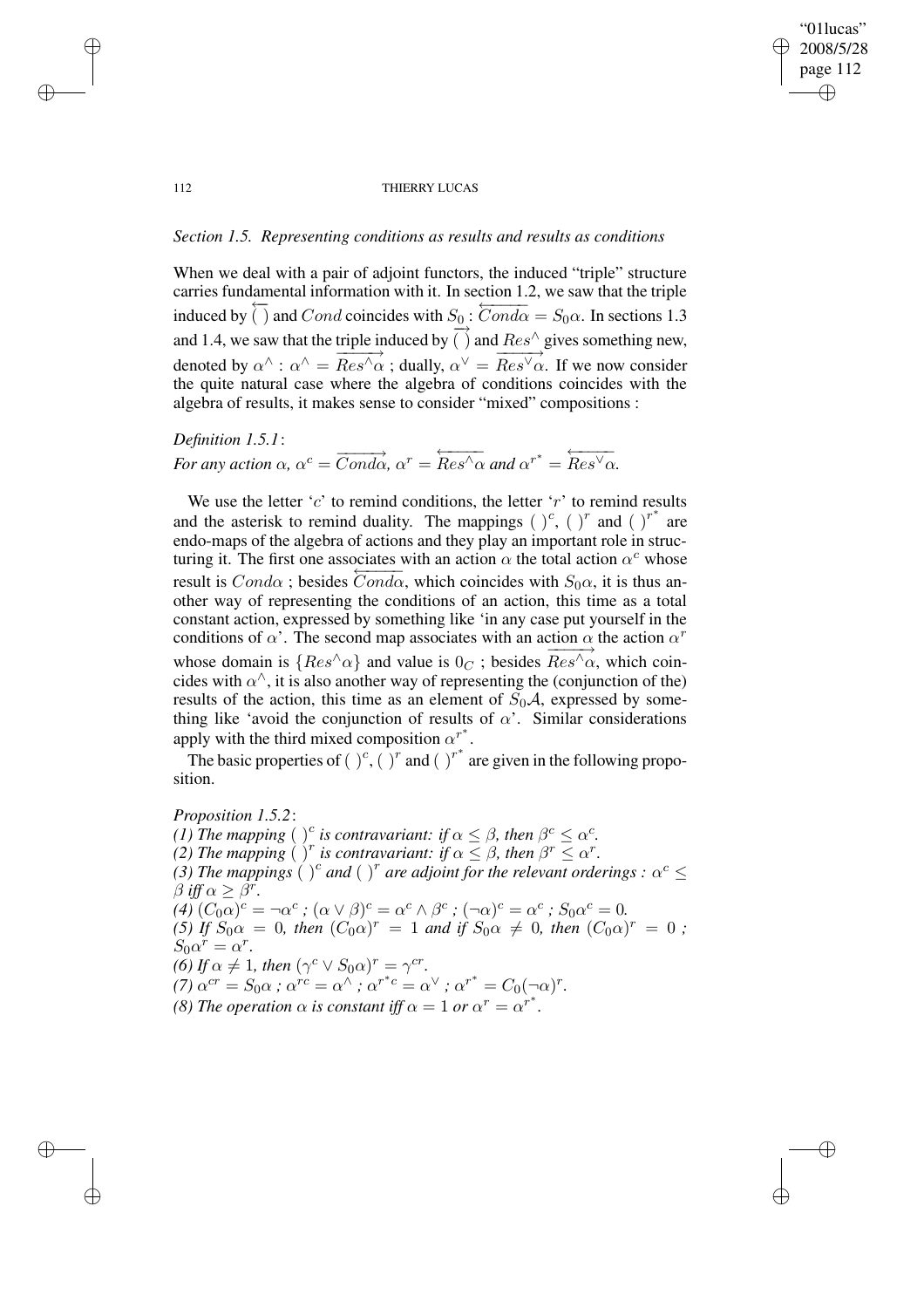*Section 1.5. Representing conditions as results and results as conditions*

When we deal with a pair of adjoint functors, the induced "triple" structure carries fundamental information with it. In section 1.2, we saw that the triple induced by $\overleftarrow{(\ )}$ and $Cond$ coincides with $S_0$ : $\overleftarrow{Cond\alpha} = S_0\alpha$. In sections 1.3 and 1.4, we saw that the triple induced by $\overrightarrow{(\ )}$ and $Res^\wedge$ gives something new, denoted by $\alpha^\wedge$ : $\alpha^\wedge = \overrightarrow{Res^\wedge\alpha}$ ; dually, $\alpha^\vee = \overrightarrow{Res^\vee\alpha}$. If we now consider the quite natural case where the algebra of conditions coincides with the algebra of results, it makes sense to consider "mixed" compositions :

*Definition 1.5.1*:
*For any action* $\alpha$, $\alpha^c = \overrightarrow{Cond\alpha}$, $\alpha^r = \overleftarrow{Res^\wedge\alpha}$ *and* $\alpha^{r^*} = \overleftarrow{Res^\vee\alpha}$.

We use the letter '$c$' to remind conditions, the letter '$r$' to remind results and the asterisk to remind duality. The mappings $(\ )^c$, $(\ )^r$ and $(\ )^{r^*}$ are endo-maps of the algebra of actions and they play an important role in structuring it. The first one associates with an action $\alpha$ the total action $\alpha^c$ whose result is $Cond\alpha$ ; besides $\overleftarrow{Cond\alpha}$, which coincides with $S_0\alpha$, it is thus another way of representing the conditions of an action, this time as a total constant action, expressed by something like 'in any case put yourself in the conditions of $\alpha$'. The second map associates with an action $\alpha$ the action $\alpha^r$ whose domain is $\{Res^\wedge\alpha\}$ and value is $0_C$ ; besides $\overrightarrow{Res^\wedge\alpha}$, which coincides with $\alpha^\wedge$, it is also another way of representing the (conjunction of the) results of the action, this time as an element of $S_0\mathcal{A}$, expressed by something like 'avoid the conjunction of results of $\alpha$'. Similar considerations apply with the third mixed composition $\alpha^{r^*}$.

The basic properties of $(\ )^c$, $(\ )^r$ and $(\ )^{r^*}$ are given in the following proposition.

*Proposition 1.5.2*:
*(1) The mapping* $(\ )^c$ *is contravariant: if* $\alpha \leq \beta$*, then* $\beta^c \leq \alpha^c$.
*(2) The mapping* $(\ )^r$ *is contravariant: if* $\alpha \leq \beta$*, then* $\beta^r \leq \alpha^r$.
*(3) The mappings* $(\ )^c$ *and* $(\ )^r$ *are adjoint for the relevant orderings :* $\alpha^c \leq \beta$ *iff* $\alpha \geq \beta^r$.
*(4)* $(C_0\alpha)^c = \neg\alpha^c$ ; $(\alpha \vee \beta)^c = \alpha^c \wedge \beta^c$ ; $(\neg\alpha)^c = \alpha^c$ ; $S_0\alpha^c = 0$.
*(5) If* $S_0\alpha = 0$*, then* $(C_0\alpha)^r = 1$ *and if* $S_0\alpha \neq 0$*, then* $(C_0\alpha)^r = 0$ ; $S_0\alpha^r = \alpha^r$.
*(6) If* $\alpha \neq 1$*, then* $(\gamma^c \vee S_0\alpha)^r = \gamma^{cr}$.
*(7)* $\alpha^{cr} = S_0\alpha$ ; $\alpha^{rc} = \alpha^\wedge$ ; $\alpha^{r^*c} = \alpha^\vee$ ; $\alpha^{r^*} = C_0(\neg\alpha)^r$.
*(8) The operation* $\alpha$ *is constant iff* $\alpha = 1$ *or* $\alpha^r = \alpha^{r^*}$.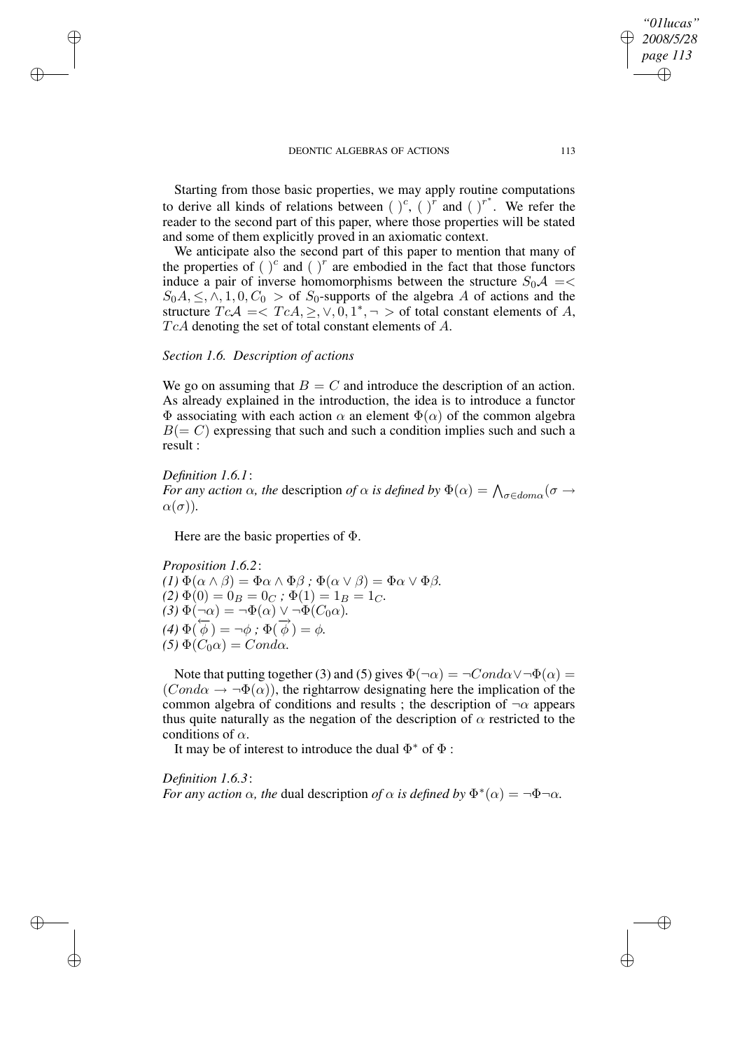Starting from those basic properties, we may apply routine computations to derive all kinds of relations between $(\ )^c$, $(\ )^r$ and $(\ )^{r^*}$. We refer the reader to the second part of this paper, where those properties will be stated and some of them explicitly proved in an axiomatic context.

We anticipate also the second part of this paper to mention that many of the properties of $(\ )^c$ and $(\ )^r$ are embodied in the fact that those functors induce a pair of inverse homomorphisms between the structure $S_0\mathcal{A} =< S_0A, \leq, \wedge, 1, 0, C_0 >$ of $S_0$-supports of the algebra $A$ of actions and the structure $Tc\mathcal{A} =< TcA, \geq, \vee, 0, 1^*, \neg >$ of total constant elements of $A$, $TcA$ denoting the set of total constant elements of $A$.

### *Section 1.6. Description of actions*

We go on assuming that $B = C$ and introduce the description of an action. As already explained in the introduction, the idea is to introduce a functor $\Phi$ associating with each action $\alpha$ an element $\Phi(\alpha)$ of the common algebra $B(= C)$ expressing that such and such a condition implies such and such a result :

*Definition 1.6.1*:
*For any action $\alpha$, the* description *of $\alpha$ is defined by* $\Phi(\alpha) = \bigwedge_{\sigma \in dom\alpha}(\sigma \rightarrow \alpha(\sigma))$.

Here are the basic properties of $\Phi$.

*Proposition 1.6.2*:
*(1)* $\Phi(\alpha \wedge \beta) = \Phi\alpha \wedge \Phi\beta$ ; $\Phi(\alpha \vee \beta) = \Phi\alpha \vee \Phi\beta$.
*(2)* $\Phi(0) = 0_B = 0_C$ ; $\Phi(1) = 1_B = 1_C$.
*(3)* $\Phi(\neg\alpha) = \neg\Phi(\alpha) \vee \neg\Phi(C_0\alpha)$.
*(4)* $\Phi(\overleftarrow{\phi}) = \neg\phi$ ; $\Phi(\overrightarrow{\phi}) = \phi$.
*(5)* $\Phi(C_0\alpha) = Cond\alpha$.

Note that putting together (3) and (5) gives $\Phi(\neg\alpha) = \neg Cond\alpha \vee \neg\Phi(\alpha) = (Cond\alpha \rightarrow \neg\Phi(\alpha))$, the rightarrow designating here the implication of the common algebra of conditions and results ; the description of $\neg\alpha$ appears thus quite naturally as the negation of the description of $\alpha$ restricted to the conditions of $\alpha$.

It may be of interest to introduce the dual $\Phi^*$ of $\Phi$ :

*Definition 1.6.3*:
*For any action $\alpha$, the* dual description *of $\alpha$ is defined by* $\Phi^*(\alpha) = \neg\Phi\neg\alpha$.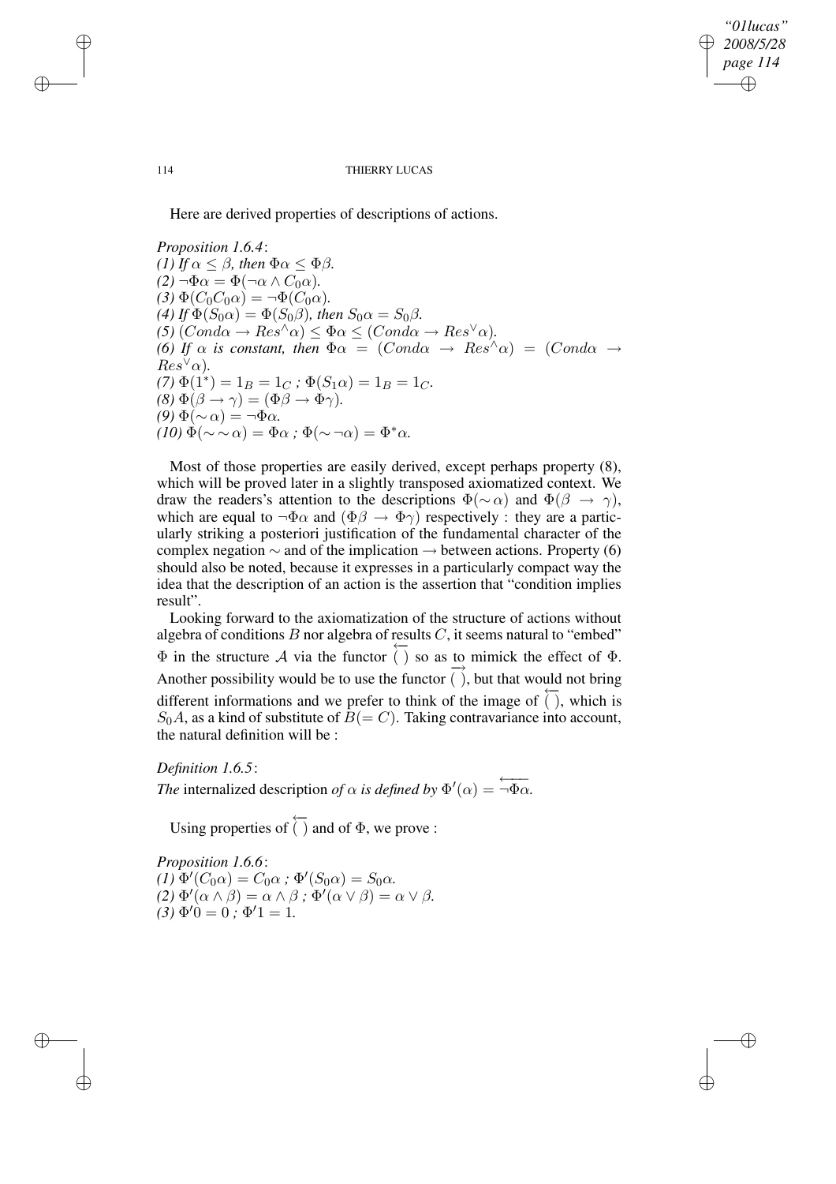Here are derived properties of descriptions of actions.

*Proposition 1.6.4*:
*(1) If* $\alpha \leq \beta$*, then* $\Phi\alpha \leq \Phi\beta$.
*(2)* $\neg\Phi\alpha = \Phi(\neg\alpha \wedge C_0\alpha)$.
*(3)* $\Phi(C_0C_0\alpha) = \neg\Phi(C_0\alpha)$.
*(4) If* $\Phi(S_0\alpha) = \Phi(S_0\beta)$*, then* $S_0\alpha = S_0\beta$.
*(5)* $(Cond\alpha \rightarrow Res^{\wedge}\alpha) \leq \Phi\alpha \leq (Cond\alpha \rightarrow Res^{\vee}\alpha)$.
*(6) If* $\alpha$ *is constant, then* $\Phi\alpha = (Cond\alpha \rightarrow Res^{\wedge}\alpha) = (Cond\alpha \rightarrow Res^{\vee}\alpha)$.
*(7)* $\Phi(1^*) = 1_B = 1_C$ *;* $\Phi(S_1\alpha) = 1_B = 1_C$.
*(8)* $\Phi(\beta \rightarrow \gamma) = (\Phi\beta \rightarrow \Phi\gamma)$.
*(9)* $\Phi(\sim\alpha) = \neg\Phi\alpha$.
*(10)* $\Phi(\sim\sim\alpha) = \Phi\alpha$ *;* $\Phi(\sim\neg\alpha) = \Phi^*\alpha$.

Most of those properties are easily derived, except perhaps property (8), which will be proved later in a slightly transposed axiomatized context. We draw the readers's attention to the descriptions $\Phi(\sim\alpha)$ and $\Phi(\beta \rightarrow \gamma)$, which are equal to $\neg\Phi\alpha$ and $(\Phi\beta \rightarrow \Phi\gamma)$ respectively : they are a particularly striking a posteriori justification of the fundamental character of the complex negation $\sim$ and of the implication $\rightarrow$ between actions. Property (6) should also be noted, because it expresses in a particularly compact way the idea that the description of an action is the assertion that "condition implies result".

Looking forward to the axiomatization of the structure of actions without algebra of conditions $B$ nor algebra of results $C$, it seems natural to "embed" $\Phi$ in the structure $\mathcal{A}$ via the functor $\overleftarrow{(\;)}$ so as to mimick the effect of $\Phi$. Another possibility would be to use the functor $\overrightarrow{(\;)}$, but that would not bring different informations and we prefer to think of the image of $\overleftarrow{(\;)}$, which is $S_0A$, as a kind of substitute of $B(= C)$. Taking contravariance into account, the natural definition will be :

*Definition 1.6.5*:
*The* internalized description *of* $\alpha$ *is defined by* $\Phi'(\alpha) = \overleftarrow{\neg\Phi\alpha}$.

Using properties of $\overleftarrow{(\;)}$ and of $\Phi$, we prove :

*Proposition 1.6.6*:
*(1)* $\Phi'(C_0\alpha) = C_0\alpha$ *;* $\Phi'(S_0\alpha) = S_0\alpha$.
*(2)* $\Phi'(\alpha \wedge \beta) = \alpha \wedge \beta$ *;* $\Phi'(\alpha \vee \beta) = \alpha \vee \beta$.
*(3)* $\Phi'0 = 0$ *;* $\Phi'1 = 1$.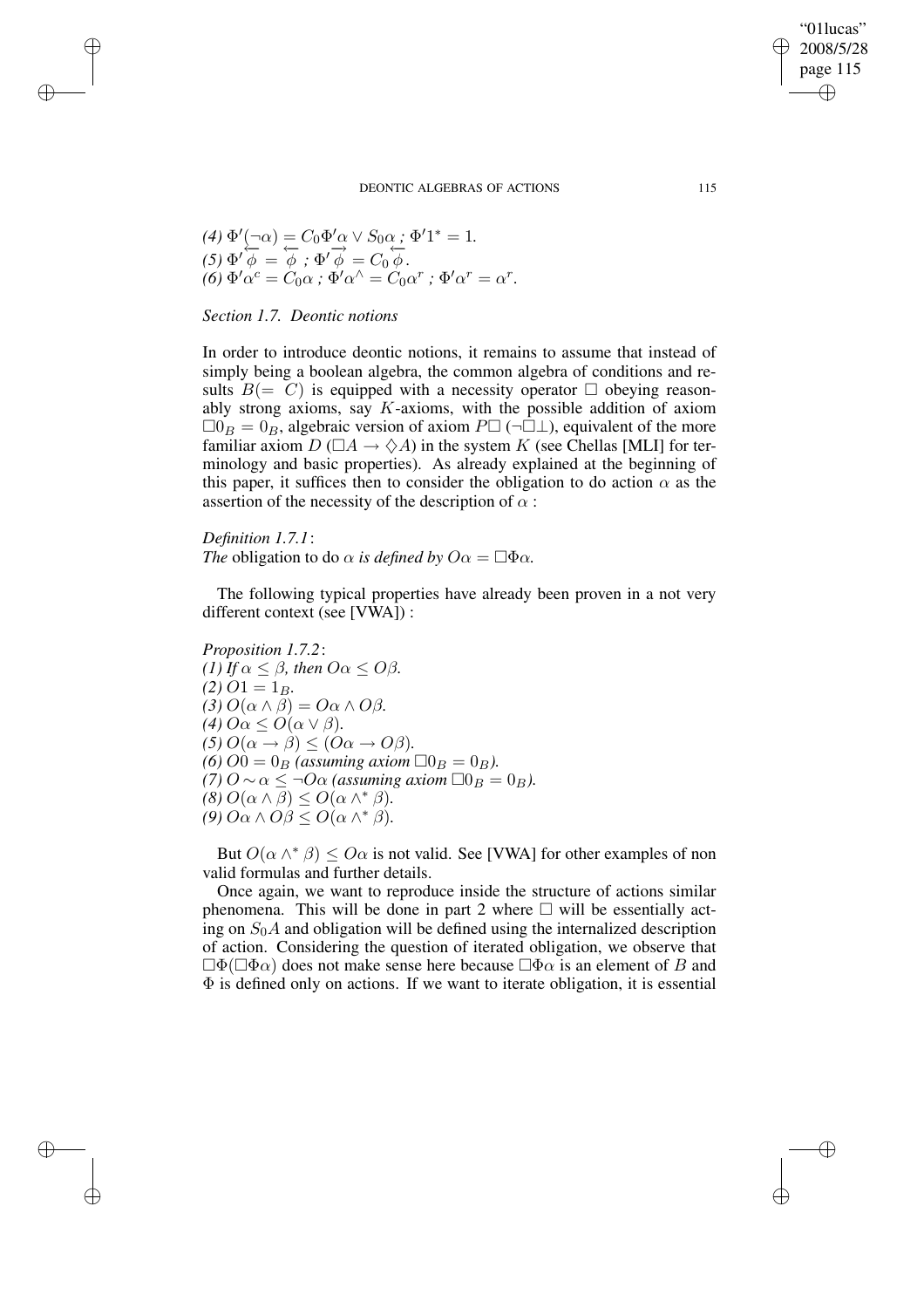*(4)* $\Phi'(\overleftarrow{\neg\alpha}) = C_0\Phi'\overleftarrow{\alpha} \vee S_0\overleftarrow{\alpha}$ *;* $\Phi' 1^* = 1$.
*(5)* $\Phi'\overleftarrow{\phi} = \overleftarrow{\phi}$ *;* $\Phi'\overrightarrow{\phi} = C_0\overleftarrow{\phi}$.
*(6)* $\Phi'\alpha^c = C_0\alpha$ *;* $\Phi'\alpha^\wedge = C_0\alpha^r$ *;* $\Phi'\alpha^r = \alpha^r$.

*Section 1.7. Deontic notions*

In order to introduce deontic notions, it remains to assume that instead of simply being a boolean algebra, the common algebra of conditions and results $B(= C)$ is equipped with a necessity operator $\Box$ obeying reasonably strong axioms, say $K$-axioms, with the possible addition of axiom $\Box 0_B = 0_B$, algebraic version of axiom $P\Box$ $(\neg\Box\bot)$, equivalent of the more familiar axiom $D$ $(\Box A \rightarrow \Diamond A)$ in the system $K$ (see Chellas [MLI] for terminology and basic properties). As already explained at the beginning of this paper, it suffices then to consider the obligation to do action $\alpha$ as the assertion of the necessity of the description of $\alpha$ :

*Definition 1.7.1*:
*The* obligation to do $\alpha$ *is defined by* $O\alpha = \Box\Phi\alpha$.

The following typical properties have already been proven in a not very different context (see [VWA]) :

*Proposition 1.7.2*:
*(1) If* $\alpha \leq \beta$*, then* $O\alpha \leq O\beta$.
*(2)* $O1 = 1_B$.
*(3)* $O(\alpha \wedge \beta) = O\alpha \wedge O\beta$.
*(4)* $O\alpha \leq O(\alpha \vee \beta)$.
*(5)* $O(\alpha \rightarrow \beta) \leq (O\alpha \rightarrow O\beta)$.
*(6)* $O0 = 0_B$ *(assuming axiom* $\Box 0_B = 0_B$*).*
*(7)* $O \sim \alpha \leq \neg O\alpha$ *(assuming axiom* $\Box 0_B = 0_B$*).*
*(8)* $O(\alpha \wedge \beta) \leq O(\alpha \wedge^* \beta)$.
*(9)* $O\alpha \wedge O\beta \leq O(\alpha \wedge^* \beta)$.

But $O(\alpha \wedge^* \beta) \leq O\alpha$ is not valid. See [VWA] for other examples of non valid formulas and further details.

Once again, we want to reproduce inside the structure of actions similar phenomena. This will be done in part 2 where $\Box$ will be essentially acting on $S_0 A$ and obligation will be defined using the internalized description of action. Considering the question of iterated obligation, we observe that $\Box\Phi(\Box\Phi\alpha)$ does not make sense here because $\Box\Phi\alpha$ is an element of $B$ and $\Phi$ is defined only on actions. If we want to iterate obligation, it is essential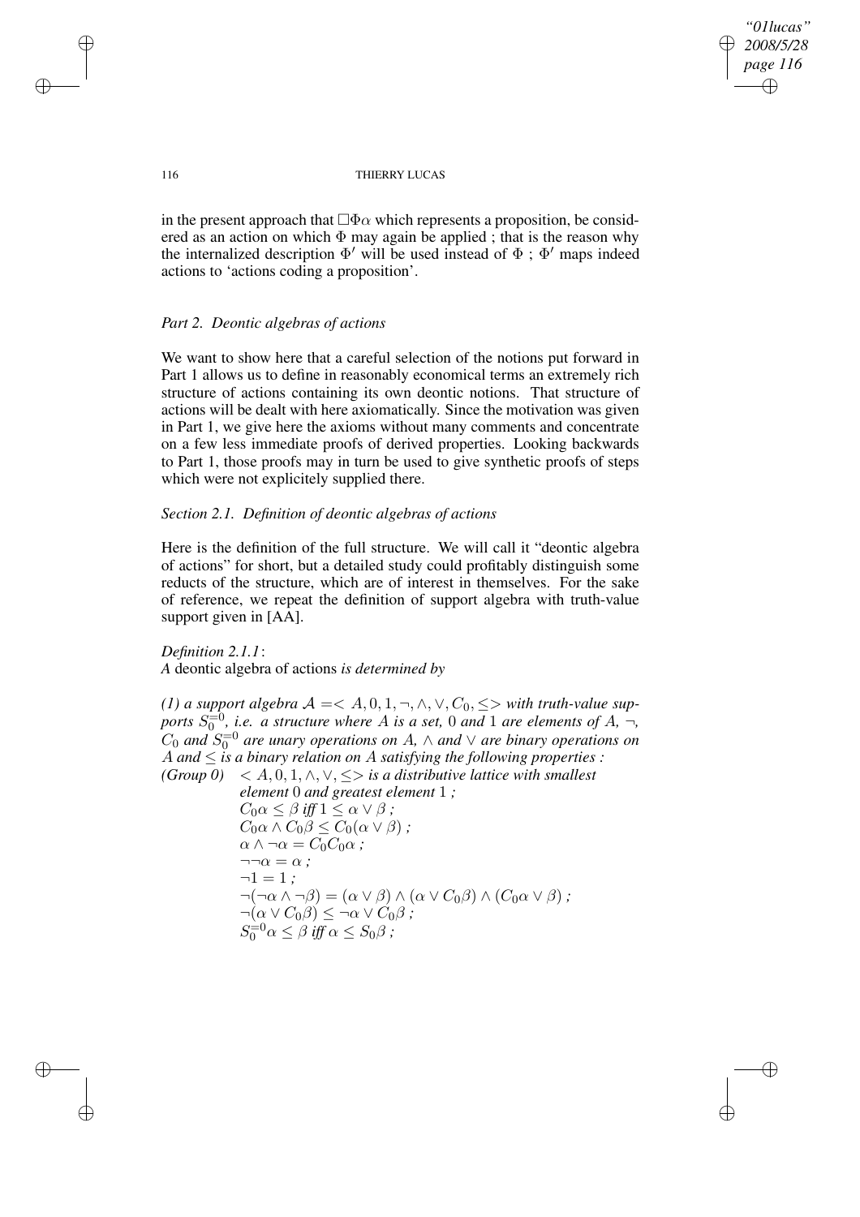in the present approach that $\Box\Phi\alpha$ which represents a proposition, be considered as an action on which $\Phi$ may again be applied ; that is the reason why the internalized description $\Phi'$ will be used instead of $\Phi$ ; $\Phi'$ maps indeed actions to 'actions coding a proposition'.

## *Part 2. Deontic algebras of actions*

We want to show here that a careful selection of the notions put forward in Part 1 allows us to define in reasonably economical terms an extremely rich structure of actions containing its own deontic notions. That structure of actions will be dealt with here axiomatically. Since the motivation was given in Part 1, we give here the axioms without many comments and concentrate on a few less immediate proofs of derived properties. Looking backwards to Part 1, those proofs may in turn be used to give synthetic proofs of steps which were not explicitely supplied there.

### *Section 2.1. Definition of deontic algebras of actions*

Here is the definition of the full structure. We will call it "deontic algebra of actions" for short, but a detailed study could profitably distinguish some reducts of the structure, which are of interest in themselves. For the sake of reference, we repeat the definition of support algebra with truth-value support given in [AA].

*Definition 2.1.1*:
*A* deontic algebra of actions *is determined by*

*(1) a support algebra $\mathcal{A} = < A, 0, 1, \neg, \wedge, \vee, C_0, \leq >$ with truth-value supports $S_0^{=0}$, i.e. a structure where $A$ is a set, $0$ and $1$ are elements of $A$, $\neg$, $C_0$ and $S_0^{=0}$ are unary operations on $A$, $\wedge$ and $\vee$ are binary operations on $A$ and $\leq$ is a binary relation on $A$ satisfying the following properties :*

*(Group 0)* $< A, 0, 1, \wedge, \vee, \leq >$ *is a distributive lattice with smallest element $0$ and greatest element $1$ ;*

$C_0\alpha \leq \beta$ *iff* $1 \leq \alpha \vee \beta$ *;*

$C_0\alpha \wedge C_0\beta \leq C_0(\alpha \vee \beta)$ *;*

$\alpha \wedge \neg\alpha = C_0C_0\alpha$ *;*

$\neg\neg\alpha = \alpha$ *;*

$\neg 1 = 1$ *;*

$\neg(\neg\alpha \wedge \neg\beta) = (\alpha \vee \beta) \wedge (\alpha \vee C_0\beta) \wedge (C_0\alpha \vee \beta)$ *;*

$\neg(\alpha \vee C_0\beta) \leq \neg\alpha \vee C_0\beta$ *;*

$S_0^{=0}\alpha \leq \beta$ *iff* $\alpha \leq S_0\beta$ *;*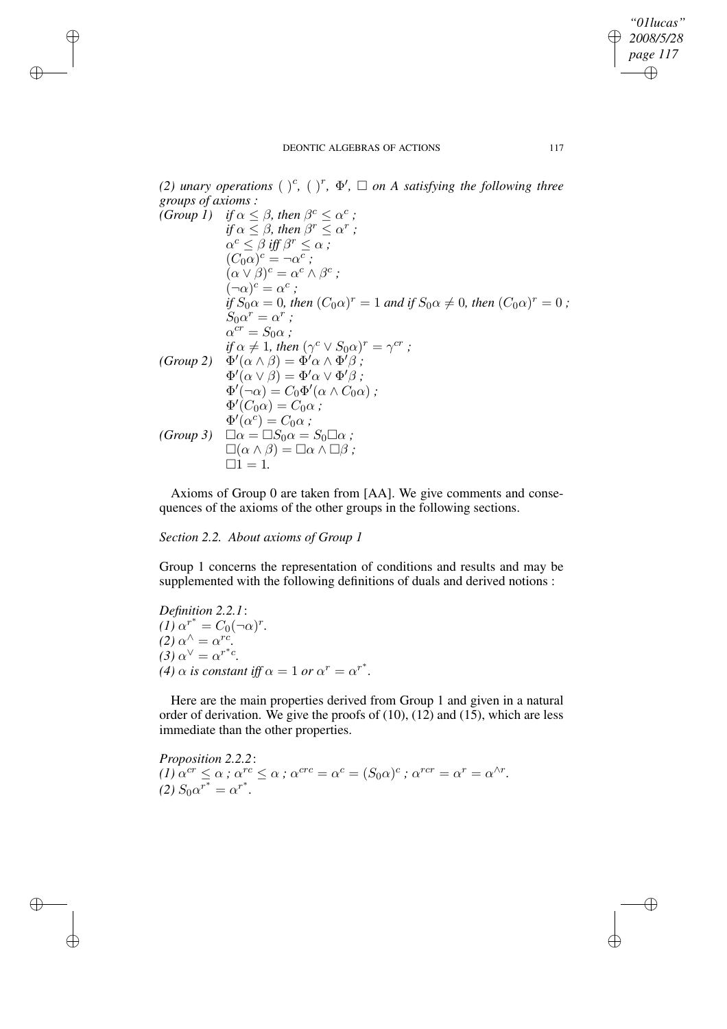*(2) unary operations* $(\ )^c$, $(\ )^r$, $\Phi'$, $\Box$ *on A satisfying the following three groups of axioms :*

*(Group 1)* *if* $\alpha \leq \beta$, *then* $\beta^c \leq \alpha^c$ *;*
*if* $\alpha \leq \beta$, *then* $\beta^r \leq \alpha^r$ *;*
$\alpha^c \leq \beta$ *iff* $\beta^r \leq \alpha$ *;*
$(C_0\alpha)^c = \neg\alpha^c$ *;*
$(\alpha \vee \beta)^c = \alpha^c \wedge \beta^c$ *;*
$(\neg\alpha)^c = \alpha^c$ *;*
*if* $S_0\alpha = 0$, *then* $(C_0\alpha)^r = 1$ *and if* $S_0\alpha \neq 0$, *then* $(C_0\alpha)^r = 0$ *;*
$S_0\alpha^r = \alpha^r$ *;*
$\alpha^{cr} = S_0\alpha$ *;*
*if* $\alpha \neq 1$, *then* $(\gamma^c \vee S_0\alpha)^r = \gamma^{cr}$ *;*

*(Group 2)* $\Phi'(\alpha \wedge \beta) = \Phi'\alpha \wedge \Phi'\beta$ *;*
$\Phi'(\alpha \vee \beta) = \Phi'\alpha \vee \Phi'\beta$ *;*
$\Phi'(\neg\alpha) = C_0\Phi'(\alpha \wedge C_0\alpha)$ *;*
$\Phi'(C_0\alpha) = C_0\alpha$ *;*
$\Phi'(\alpha^c) = C_0\alpha$ *;*

*(Group 3)* $\Box\alpha = \Box S_0\alpha = S_0\Box\alpha$ *;*
$\Box(\alpha \wedge \beta) = \Box\alpha \wedge \Box\beta$ *;*
$\Box 1 = 1.$

Axioms of Group 0 are taken from [AA]. We give comments and consequences of the axioms of the other groups in the following sections.

*Section 2.2. About axioms of Group 1*

Group 1 concerns the representation of conditions and results and may be supplemented with the following definitions of duals and derived notions :

*Definition 2.2.1*:
*(1)* $\alpha^{r^*} = C_0(\neg\alpha)^r$.
*(2)* $\alpha^\wedge = \alpha^{rc}$.
*(3)* $\alpha^\vee = \alpha^{r^*c}$.
*(4)* $\alpha$ *is constant iff* $\alpha = 1$ *or* $\alpha^r = \alpha^{r^*}$.

Here are the main properties derived from Group 1 and given in a natural order of derivation. We give the proofs of (10), (12) and (15), which are less immediate than the other properties.

*Proposition 2.2.2*:
*(1)* $\alpha^{cr} \leq \alpha$ *;* $\alpha^{rc} \leq \alpha$ *;* $\alpha^{crc} = \alpha^c = (S_0\alpha)^c$ *;* $\alpha^{rcr} = \alpha^r = \alpha^{\wedge r}$.
*(2)* $S_0\alpha^{r^*} = \alpha^{r^*}$.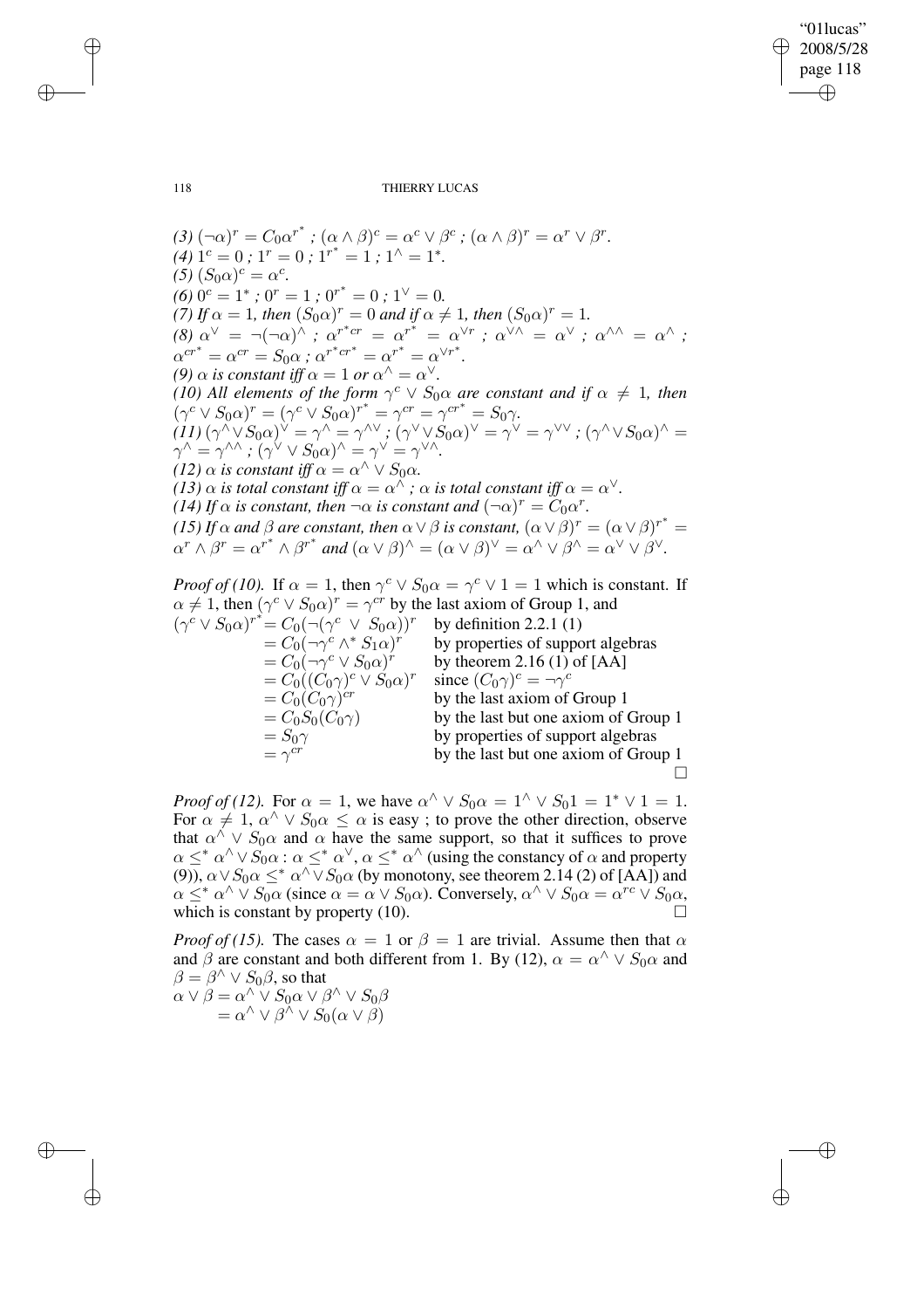*(3)* $(\neg\alpha)^r = C_0\alpha^{r^*}$ *;* $(\alpha \wedge \beta)^c = \alpha^c \vee \beta^c$ *;* $(\alpha \wedge \beta)^r = \alpha^r \vee \beta^r$*.*

*(4)* $1^c = 0$ *;* $1^r = 0$ *;* $1^{r^*} = 1$ *;* $1^\wedge = 1^*$*.*

*(5)* $(S_0\alpha)^c = \alpha^c$*.*

*(6)* $0^c = 1^*$ *;* $0^r = 1$ *;* $0^{r^*} = 0$ *;* $1^\vee = 0$*.*

*(7) If* $\alpha = 1$*, then* $(S_0\alpha)^r = 0$ *and if* $\alpha \neq 1$*, then* $(S_0\alpha)^r = 1$*.*

*(8)* $\alpha^\vee = \neg(\neg\alpha)^\wedge$ *;* $\alpha^{r^*cr} = \alpha^{r^*} = \alpha^{\vee r}$ *;* $\alpha^{\vee\wedge} = \alpha^\vee$ *;* $\alpha^{\wedge\wedge} = \alpha^\wedge$ *;* $\alpha^{cr^*} = \alpha^{cr} = S_0\alpha$ *;* $\alpha^{r^*cr^*} = \alpha^{r^*} = \alpha^{\vee r^*}$*.*

*(9)* $\alpha$ *is constant iff* $\alpha = 1$ *or* $\alpha^\wedge = \alpha^\vee$*.*

*(10) All elements of the form* $\gamma^c \vee S_0\alpha$ *are constant and if* $\alpha \neq 1$*, then* $(\gamma^c \vee S_0\alpha)^r = (\gamma^c \vee S_0\alpha)^{r^*} = \gamma^{cr} = \gamma^{cr^*} = S_0\gamma$*.*

*(11)* $(\gamma^\wedge \vee S_0\alpha)^\vee = \gamma^\wedge = \gamma^{\wedge\vee}$ *;* $(\gamma^\vee \vee S_0\alpha)^\vee = \gamma^\vee = \gamma^{\vee\vee}$ *;* $(\gamma^\wedge \vee S_0\alpha)^\wedge = \gamma^\wedge = \gamma^{\wedge\wedge}$ *;* $(\gamma^\vee \vee S_0\alpha)^\wedge = \gamma^\vee = \gamma^{\vee\wedge}$*.*

*(12)* $\alpha$ *is constant iff* $\alpha = \alpha^\wedge \vee S_0\alpha$*.*

*(13)* $\alpha$ *is total constant iff* $\alpha = \alpha^\wedge$ *;* $\alpha$ *is total constant iff* $\alpha = \alpha^\vee$*.*

*(14) If* $\alpha$ *is constant, then* $\neg\alpha$ *is constant and* $(\neg\alpha)^r = C_0\alpha^r$*.*

*(15) If* $\alpha$ *and* $\beta$ *are constant, then* $\alpha \vee \beta$ *is constant,* $(\alpha \vee \beta)^r = (\alpha \vee \beta)^{r^*} = \alpha^r \wedge \beta^r = \alpha^{r^*} \wedge \beta^{r^*}$ *and* $(\alpha \vee \beta)^\wedge = (\alpha \vee \beta)^\vee = \alpha^\wedge \vee \beta^\wedge = \alpha^\vee \vee \beta^\vee$*.*

*Proof of (10).* If $\alpha = 1$, then $\gamma^c \vee S_0\alpha = \gamma^c \vee 1 = 1$ which is constant. If $\alpha \neq 1$, then $(\gamma^c \vee S_0\alpha)^r = \gamma^{cr}$ by the last axiom of Group 1, and

| | |
|---|---|
| $(\gamma^c \vee S_0\alpha)^{r^*} = C_0(\neg(\gamma^c \vee S_0\alpha))^r$ | by definition 2.2.1 (1) |
| $= C_0(\neg\gamma^c \wedge^* S_1\alpha)^r$ | by properties of support algebras |
| $= C_0(\neg\gamma^c \vee S_0\alpha)^r$ | by theorem 2.16 (1) of [AA] |
| $= C_0((C_0\gamma)^c \vee S_0\alpha)^r$ | since $(C_0\gamma)^c = \neg\gamma^c$ |
| $= C_0(C_0\gamma)^{cr}$ | by the last axiom of Group 1 |
| $= C_0S_0(C_0\gamma)$ | by the last but one axiom of Group 1 |
| $= S_0\gamma$ | by properties of support algebras |
| $= \gamma^{cr}$ | by the last but one axiom of Group 1 |

□

*Proof of (12).* For $\alpha = 1$, we have $\alpha^\wedge \vee S_0\alpha = 1^\wedge \vee S_01 = 1^* \vee 1 = 1$. For $\alpha \neq 1$, $\alpha^\wedge \vee S_0\alpha \leq \alpha$ is easy ; to prove the other direction, observe that $\alpha^\wedge \vee S_0\alpha$ and $\alpha$ have the same support, so that it suffices to prove $\alpha \leq^* \alpha^\wedge \vee S_0\alpha$ : $\alpha \leq^* \alpha^\vee$, $\alpha \leq^* \alpha^\wedge$ (using the constancy of $\alpha$ and property (9)), $\alpha \vee S_0\alpha \leq^* \alpha^\wedge \vee S_0\alpha$ (by monotony, see theorem 2.14 (2) of [AA]) and $\alpha \leq^* \alpha^\wedge \vee S_0\alpha$ (since $\alpha = \alpha \vee S_0\alpha$). Conversely, $\alpha^\wedge \vee S_0\alpha = \alpha^{rc} \vee S_0\alpha$, which is constant by property (10). □

*Proof of (15).* The cases $\alpha = 1$ or $\beta = 1$ are trivial. Assume then that $\alpha$ and $\beta$ are constant and both different from 1. By (12), $\alpha = \alpha^\wedge \vee S_0\alpha$ and $\beta = \beta^\wedge \vee S_0\beta$, so that

$$
\begin{aligned}
\alpha \vee \beta &= \alpha^\wedge \vee S_0\alpha \vee \beta^\wedge \vee S_0\beta \\
&= \alpha^\wedge \vee \beta^\wedge \vee S_0(\alpha \vee \beta)
\end{aligned}
$$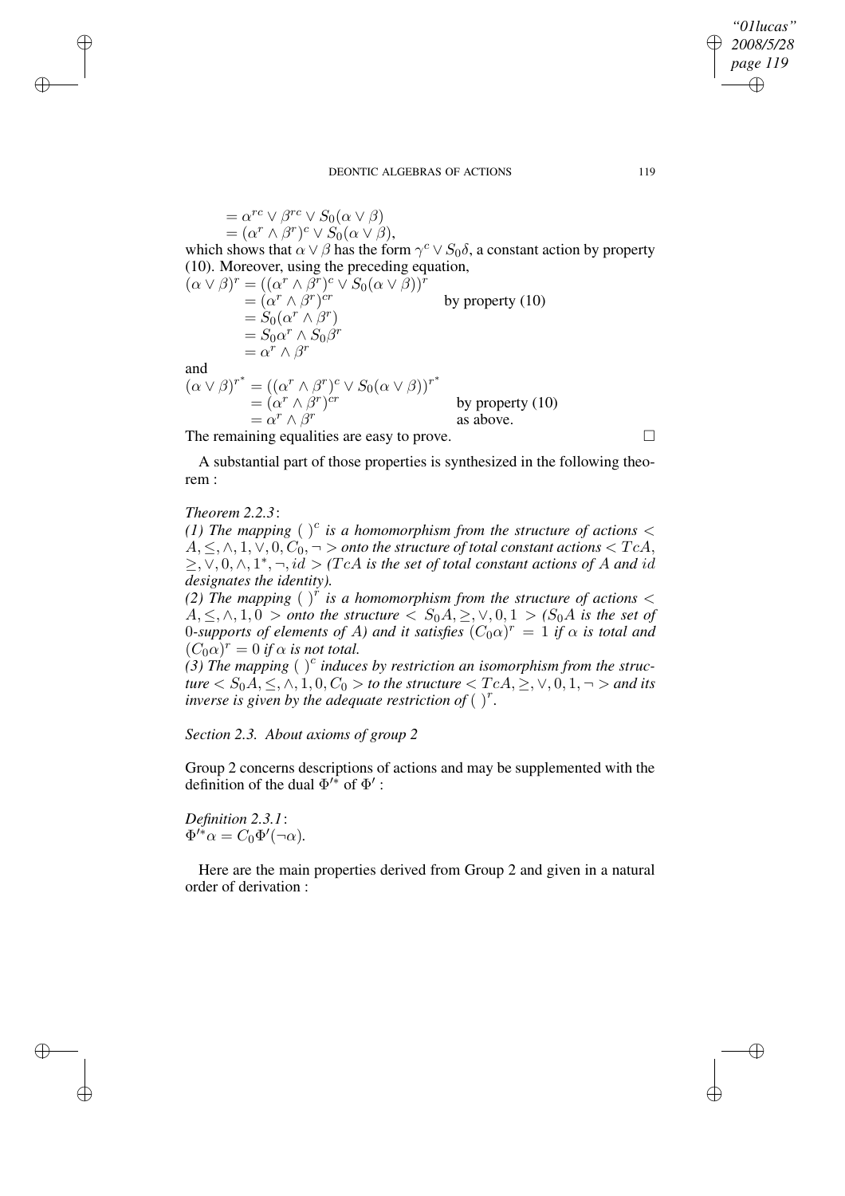$$= \alpha^{rc} \vee \beta^{rc} \vee S_0(\alpha \vee \beta)$$
$$= (\alpha^r \wedge \beta^r)^c \vee S_0(\alpha \vee \beta),$$

which shows that $\alpha \vee \beta$ has the form $\gamma^c \vee S_0\delta$, a constant action by property (10). Moreover, using the preceding equation,

$$\begin{aligned}
(\alpha \vee \beta)^r &= ((\alpha^r \wedge \beta^r)^c \vee S_0(\alpha \vee \beta))^r \\
&= (\alpha^r \wedge \beta^r)^{cr} && \text{by property (10)} \\
&= S_0(\alpha^r \wedge \beta^r) \\
&= S_0\alpha^r \wedge S_0\beta^r \\
&= \alpha^r \wedge \beta^r
\end{aligned}$$

and

$$\begin{aligned}
(\alpha \vee \beta)^{r^*} &= ((\alpha^r \wedge \beta^r)^c \vee S_0(\alpha \vee \beta))^{r^*} \\
&= (\alpha^r \wedge \beta^r)^{cr} && \text{by property (10)} \\
&= \alpha^r \wedge \beta^r && \text{as above.}
\end{aligned}$$

The remaining equalities are easy to prove. □

A substantial part of those properties is synthesized in the following theorem :

*Theorem 2.2.3*:
*(1) The mapping $(\ )^c$ is a homomorphism from the structure of actions $< A, \leq, \wedge, 1, \vee, 0, C_0, \neg >$ onto the structure of total constant actions $< TcA, \geq, \vee, 0, \wedge, 1^*, \neg, id >$ ($TcA$ is the set of total constant actions of $A$ and $id$ designates the identity).*
*(2) The mapping $(\ )^r$ is a homomorphism from the structure of actions $< A, \leq, \wedge, 1, 0 >$ onto the structure $< S_0A, \geq, \vee, 0, 1 >$ ($S_0A$ is the set of 0-supports of elements of $A$) and it satisfies $(C_0\alpha)^r = 1$ if $\alpha$ is total and $(C_0\alpha)^r = 0$ if $\alpha$ is not total.*
*(3) The mapping $(\ )^c$ induces by restriction an isomorphism from the structure $< S_0A, \leq, \wedge, 1, 0, C_0 >$ to the structure $< TcA, \geq, \vee, 0, 1, \neg >$ and its inverse is given by the adequate restriction of $(\ )^r$.*

*Section 2.3. About axioms of group 2*

Group 2 concerns descriptions of actions and may be supplemented with the definition of the dual $\Phi'^*$ of $\Phi'$ :

*Definition 2.3.1*:
$\Phi'^*\alpha = C_0\Phi'(\neg\alpha)$.

Here are the main properties derived from Group 2 and given in a natural order of derivation :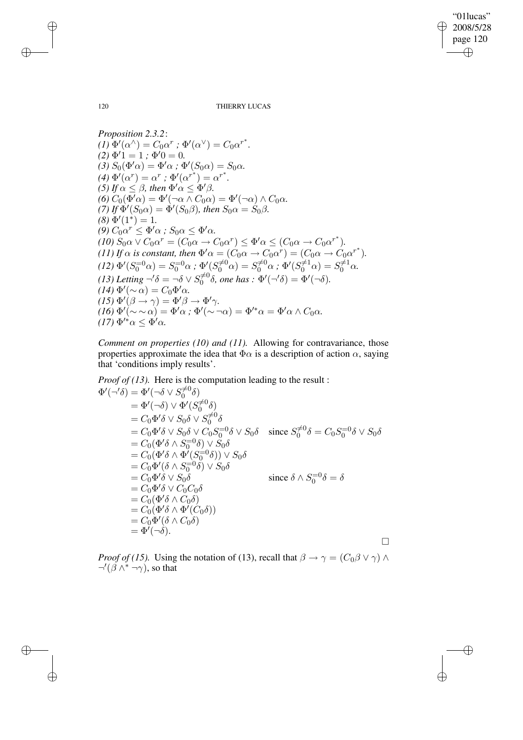*Proposition 2.3.2*:
*(1)* $\Phi'(\alpha^{\wedge}) = C_0\alpha^r$ *;* $\Phi'(\alpha^{\vee}) = C_0\alpha^{r^*}$.
*(2)* $\Phi'1 = 1$ *;* $\Phi'0 = 0$.
*(3)* $S_0(\Phi'\alpha) = \Phi'\alpha$ *;* $\Phi'(S_0\alpha) = S_0\alpha$.
*(4)* $\Phi'(\alpha^r) = \alpha^r$ *;* $\Phi'(\alpha^{r^*}) = \alpha^{r^*}$.
*(5) If* $\alpha \leq \beta$*, then* $\Phi'\alpha \leq \Phi'\beta$.
*(6)* $C_0(\Phi'\alpha) = \Phi'(\neg\alpha \wedge C_0\alpha) = \Phi'(\neg\alpha) \wedge C_0\alpha$.
*(7) If* $\Phi'(S_0\alpha) = \Phi'(S_0\beta)$*, then* $S_0\alpha = S_0\beta$.
*(8)* $\Phi'(1^*) = 1$.
*(9)* $C_0\alpha^r \leq \Phi'\alpha$ *;* $S_0\alpha \leq \Phi'\alpha$.
*(10)* $S_0\alpha \vee C_0\alpha^r = (C_0\alpha \to C_0\alpha^r) \leq \Phi'\alpha \leq (C_0\alpha \to C_0\alpha^{r^*})$.
*(11) If* $\alpha$ *is constant, then* $\Phi'\alpha = (C_0\alpha \to C_0\alpha^r) = (C_0\alpha \to C_0\alpha^{r^*})$.
*(12)* $\Phi'(S_0^{=0}\alpha) = S_0^{=0}\alpha$ *;* $\Phi'(S_0^{\neq 0}\alpha) = S_0^{\neq 0}\alpha$ *;* $\Phi'(S_0^{\neq 1}\alpha) = S_0^{\neq 1}\alpha$.
*(13) Letting* $\neg'\delta = \neg\delta \vee S_0^{\neq 0}\delta$*, one has :* $\Phi'(\neg'\delta) = \Phi'(\neg\delta)$.
*(14)* $\Phi'(\sim\alpha) = C_0\Phi'\alpha$.
*(15)* $\Phi'(\beta \to \gamma) = \Phi'\beta \to \Phi'\gamma$.
*(16)* $\Phi'(\sim\sim\alpha) = \Phi'\alpha$ *;* $\Phi'(\sim\neg\alpha) = \Phi'^*\alpha = \Phi'\alpha \wedge C_0\alpha$.
*(17)* $\Phi'^*\alpha \leq \Phi'\alpha$.

*Comment on properties (10) and (11).* Allowing for contravariance, those properties approximate the idea that $\Phi\alpha$ is a description of action $\alpha$, saying that 'conditions imply results'.

*Proof of (13).* Here is the computation leading to the result :

$$
\begin{aligned}
\Phi'(\neg'\delta) &= \Phi'(\neg\delta \vee S_0^{\neq 0}\delta) \\
&= \Phi'(\neg\delta) \vee \Phi'(S_0^{\neq 0}\delta) \\
&= C_0\Phi'\delta \vee S_0\delta \vee S_0^{\neq 0}\delta \\
&= C_0\Phi'\delta \vee S_0\delta \vee C_0 S_0^{=0}\delta \vee S_0\delta \quad \text{since } S_0^{\neq 0}\delta = C_0 S_0^{=0}\delta \vee S_0\delta \\
&= C_0(\Phi'\delta \wedge S_0^{=0}\delta) \vee S_0\delta \\
&= C_0(\Phi'\delta \wedge \Phi'(S_0^{=0}\delta)) \vee S_0\delta \\
&= C_0\Phi'(\delta \wedge S_0^{=0}\delta) \vee S_0\delta \\
&= C_0\Phi'\delta \vee S_0\delta \quad \text{since } \delta \wedge S_0^{=0}\delta = \delta \\
&= C_0\Phi'\delta \vee C_0C_0\delta \\
&= C_0(\Phi'\delta \wedge C_0\delta) \\
&= C_0(\Phi'\delta \wedge \Phi'(C_0\delta)) \\
&= C_0\Phi'(\delta \wedge C_0\delta) \\
&= \Phi'(\neg\delta).
\end{aligned}
$$

□

*Proof of (15).* Using the notation of (13), recall that $\beta \to \gamma = (C_0\beta \vee \gamma) \wedge \neg'(\beta \wedge^* \neg\gamma)$, so that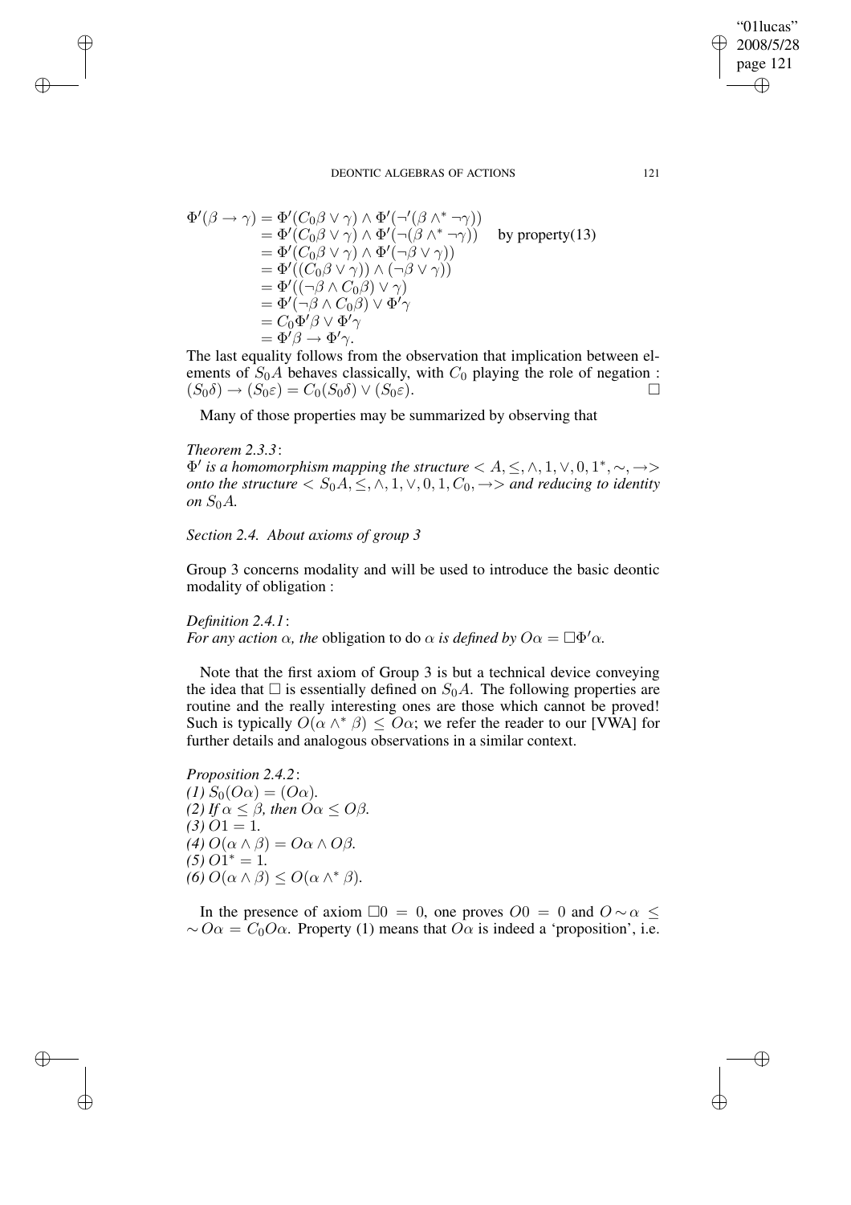$$
\begin{aligned}
\Phi'(\beta \to \gamma) &= \Phi'(C_0\beta \vee \gamma) \wedge \Phi'(\neg'(\beta \wedge^* \neg\gamma)) \\
&= \Phi'(C_0\beta \vee \gamma) \wedge \Phi'(\neg(\beta \wedge^* \neg\gamma)) \quad \text{by property(13)} \\
&= \Phi'(C_0\beta \vee \gamma) \wedge \Phi'(\neg\beta \vee \gamma)) \\
&= \Phi'((C_0\beta \vee \gamma)) \wedge (\neg\beta \vee \gamma)) \\
&= \Phi'((\neg\beta \wedge C_0\beta) \vee \gamma) \\
&= \Phi'(\neg\beta \wedge C_0\beta) \vee \Phi'\gamma \\
&= C_0\Phi'\beta \vee \Phi'\gamma \\
&= \Phi'\beta \to \Phi'\gamma.
\end{aligned}
$$

The last equality follows from the observation that implication between elements of $S_0A$ behaves classically, with $C_0$ playing the role of negation : $(S_0\delta) \to (S_0\varepsilon) = C_0(S_0\delta) \vee (S_0\varepsilon)$. □

Many of those properties may be summarized by observing that

*Theorem 2.3.3*:
*$\Phi'$ is a homomorphism mapping the structure $< A, \leq, \wedge, 1, \vee, 0, 1^*, \sim, \to >$ onto the structure $< S_0A, \leq, \wedge, 1, \vee, 0, 1, C_0, \to >$ and reducing to identity on $S_0A$.*

*Section 2.4. About axioms of group 3*

Group 3 concerns modality and will be used to introduce the basic deontic modality of obligation :

*Definition 2.4.1*:
*For any action $\alpha$, the* obligation to do $\alpha$ *is defined by $O\alpha = \Box\Phi'\alpha$.*

Note that the first axiom of Group 3 is but a technical device conveying the idea that $\Box$ is essentially defined on $S_0A$. The following properties are routine and the really interesting ones are those which cannot be proved! Such is typically $O(\alpha \wedge^* \beta) \leq O\alpha$; we refer the reader to our [VWA] for further details and analogous observations in a similar context.

*Proposition 2.4.2*:
*(1) $S_0(O\alpha) = (O\alpha)$.*
*(2) If $\alpha \leq \beta$, then $O\alpha \leq O\beta$.*
*(3) $O1 = 1$.*
*(4) $O(\alpha \wedge \beta) = O\alpha \wedge O\beta$.*
*(5) $O1^* = 1$.*
*(6) $O(\alpha \wedge \beta) \leq O(\alpha \wedge^* \beta)$.*

In the presence of axiom $\Box 0 = 0$, one proves $O0 = 0$ and $O \sim \alpha \leq \sim O\alpha = C_0O\alpha$. Property (1) means that $O\alpha$ is indeed a 'proposition', i.e.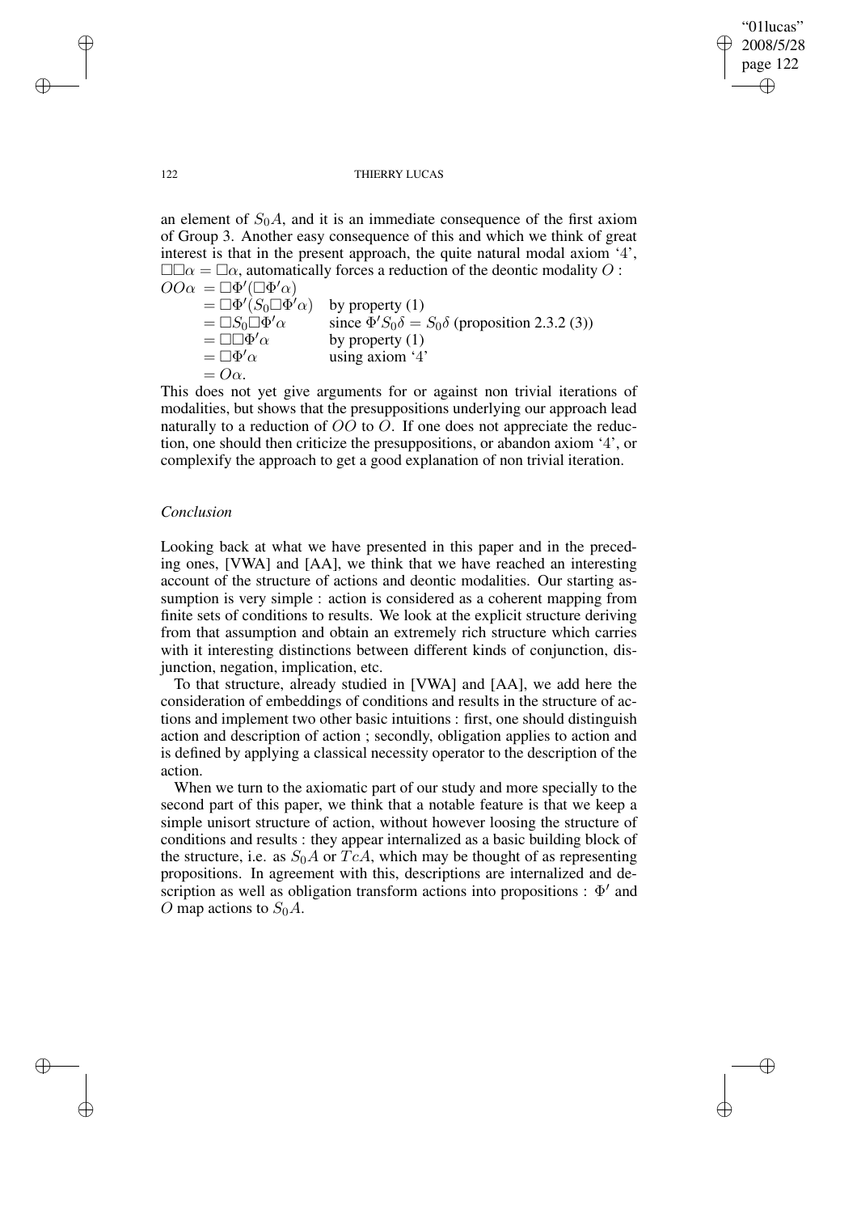an element of $S_0A$, and it is an immediate consequence of the first axiom of Group 3. Another easy consequence of this and which we think of great interest is that in the present approach, the quite natural modal axiom '4', $\Box\Box\alpha = \Box\alpha$, automatically forces a reduction of the deontic modality $O$ :

$$
\begin{aligned}
OO\alpha &= \Box\Phi'(\Box\Phi'\alpha) & \\
&= \Box\Phi'(S_0\Box\Phi'\alpha) & \text{by property (1)} \\
&= \Box S_0\Box\Phi'\alpha & \text{since } \Phi' S_0\delta = S_0\delta \text{ (proposition 2.3.2 (3))} \\
&= \Box\Box\Phi'\alpha & \text{by property (1)} \\
&= \Box\Phi'\alpha & \text{using axiom '4'} \\
&= O\alpha. &
\end{aligned}
$$

This does not yet give arguments for or against non trivial iterations of modalities, but shows that the presuppositions underlying our approach lead naturally to a reduction of $OO$ to $O$. If one does not appreciate the reduction, one should then criticize the presuppositions, or abandon axiom '4', or complexify the approach to get a good explanation of non trivial iteration.

### *Conclusion*

Looking back at what we have presented in this paper and in the preceding ones, [VWA] and [AA], we think that we have reached an interesting account of the structure of actions and deontic modalities. Our starting assumption is very simple : action is considered as a coherent mapping from finite sets of conditions to results. We look at the explicit structure deriving from that assumption and obtain an extremely rich structure which carries with it interesting distinctions between different kinds of conjunction, disjunction, negation, implication, etc.

To that structure, already studied in [VWA] and [AA], we add here the consideration of embeddings of conditions and results in the structure of actions and implement two other basic intuitions : first, one should distinguish action and description of action ; secondly, obligation applies to action and is defined by applying a classical necessity operator to the description of the action.

When we turn to the axiomatic part of our study and more specially to the second part of this paper, we think that a notable feature is that we keep a simple unisort structure of action, without however loosing the structure of conditions and results : they appear internalized as a basic building block of the structure, i.e. as $S_0A$ or $TcA$, which may be thought of as representing propositions. In agreement with this, descriptions are internalized and description as well as obligation transform actions into propositions : $\Phi'$ and $O$ map actions to $S_0A$.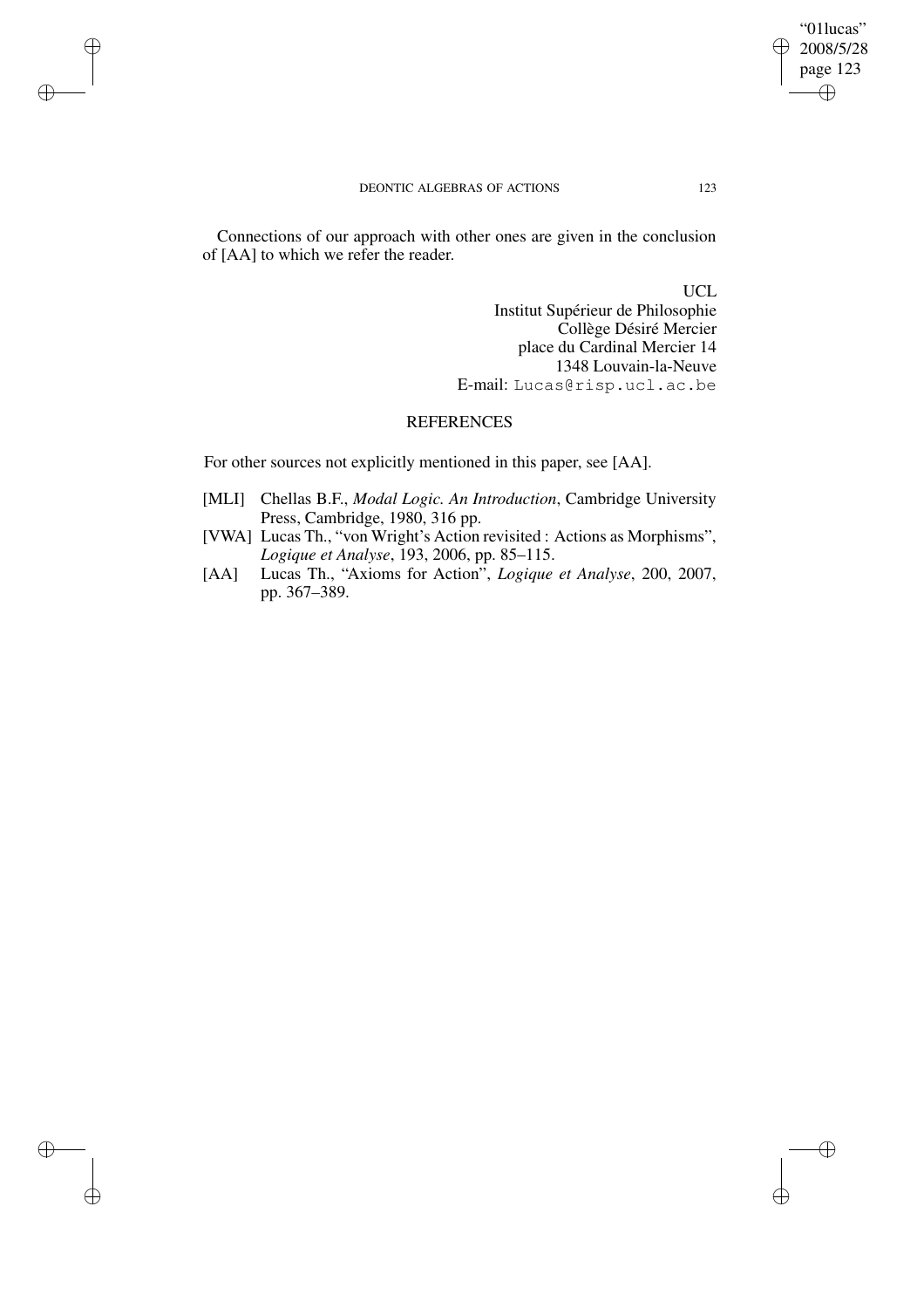Connections of our approach with other ones are given in the conclusion of [AA] to which we refer the reader.

UCL
Institut Supérieur de Philosophie
Collège Désiré Mercier
place du Cardinal Mercier 14
1348 Louvain-la-Neuve
E-mail: `Lucas@risp.ucl.ac.be`

## REFERENCES

For other sources not explicitly mentioned in this paper, see [AA].

- [MLI] Chellas B.F., *Modal Logic. An Introduction*, Cambridge University Press, Cambridge, 1980, 316 pp.
- [VWA] Lucas Th., "von Wright's Action revisited : Actions as Morphisms", *Logique et Analyse*, 193, 2006, pp. 85–115.
- [AA] Lucas Th., "Axioms for Action", *Logique et Analyse*, 200, 2007, pp. 367–389.